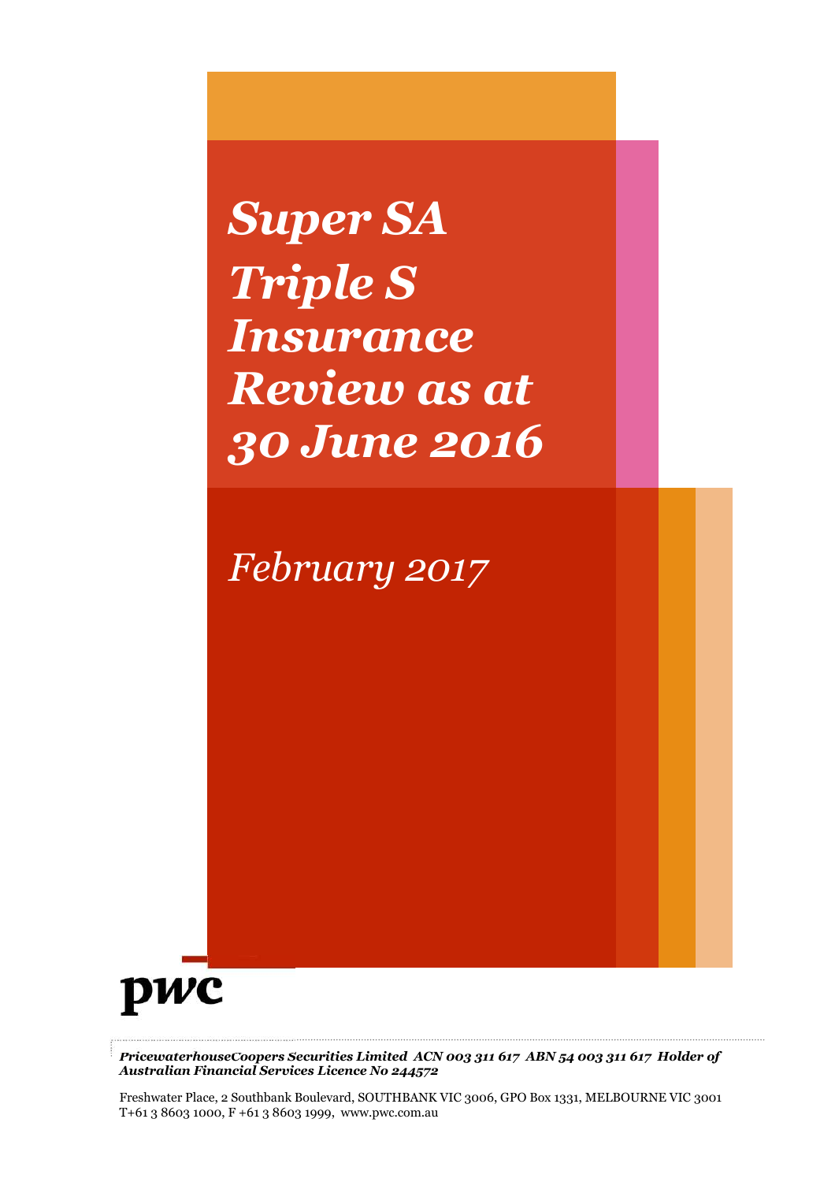# *Super SA Triple S Insurance Review as at 30 June 2016*

*February 2017*

pwc

***PricewaterhouseCoopers Securities Limited ACN 003 311 617 ABN 54 003 311 617 Holder of Australian Financial Services Licence No 244572***

Freshwater Place, 2 Southbank Boulevard, SOUTHBANK VIC 3006, GPO Box 1331, MELBOURNE VIC 3001
T+61 3 8603 1000, F +61 3 8603 1999, www.pwc.com.au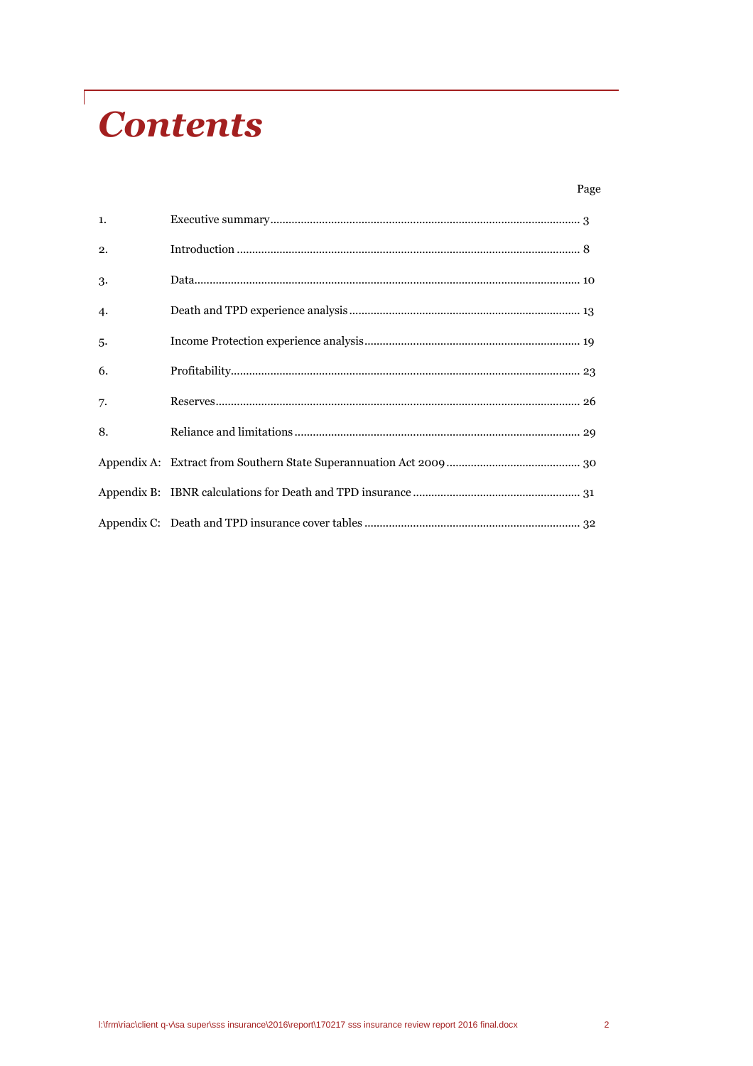# Contents

| | | Page |
|---|---|---|
| 1. | Executive summary | 3 |
| 2. | Introduction | 8 |
| 3. | Data | 10 |
| 4. | Death and TPD experience analysis | 13 |
| 5. | Income Protection experience analysis | 19 |
| 6. | Profitability | 23 |
| 7. | Reserves | 26 |
| 8. | Reliance and limitations | 29 |
| Appendix A: | Extract from Southern State Superannuation Act 2009 | 30 |
| Appendix B: | IBNR calculations for Death and TPD insurance | 31 |
| Appendix C: | Death and TPD insurance cover tables | 32 |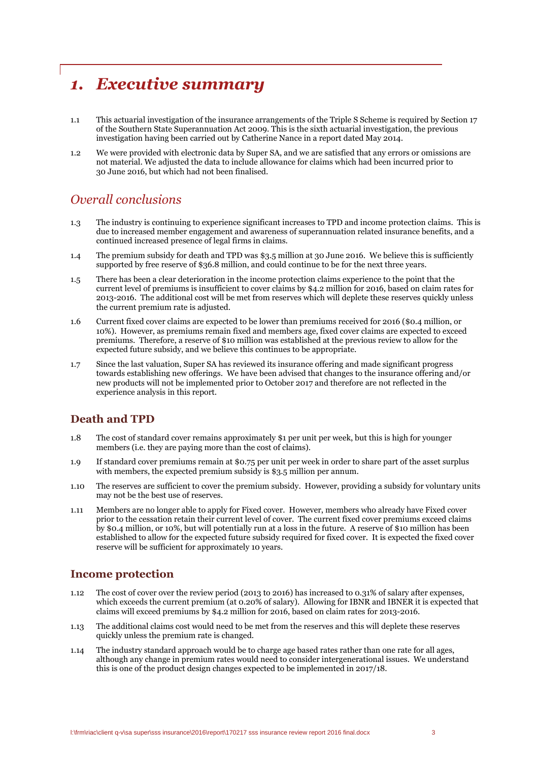# 1. *Executive summary*

1.1 This actuarial investigation of the insurance arrangements of the Triple S Scheme is required by Section 17 of the Southern State Superannuation Act 2009. This is the sixth actuarial investigation, the previous investigation having been carried out by Catherine Nance in a report dated May 2014.

1.2 We were provided with electronic data by Super SA, and we are satisfied that any errors or omissions are not material. We adjusted the data to include allowance for claims which had been incurred prior to 30 June 2016, but which had not been finalised.

## *Overall conclusions*

1.3 The industry is continuing to experience significant increases to TPD and income protection claims. This is due to increased member engagement and awareness of superannuation related insurance benefits, and a continued increased presence of legal firms in claims.

1.4 The premium subsidy for death and TPD was $3.5 million at 30 June 2016. We believe this is sufficiently supported by free reserve of $36.8 million, and could continue to be for the next three years.

1.5 There has been a clear deterioration in the income protection claims experience to the point that the current level of premiums is insufficient to cover claims by $4.2 million for 2016, based on claim rates for 2013-2016. The additional cost will be met from reserves which will deplete these reserves quickly unless the current premium rate is adjusted.

1.6 Current fixed cover claims are expected to be lower than premiums received for 2016 ($0.4 million, or 10%). However, as premiums remain fixed and members age, fixed cover claims are expected to exceed premiums. Therefore, a reserve of $10 million was established at the previous review to allow for the expected future subsidy, and we believe this continues to be appropriate.

1.7 Since the last valuation, Super SA has reviewed its insurance offering and made significant progress towards establishing new offerings. We have been advised that changes to the insurance offering and/or new products will not be implemented prior to October 2017 and therefore are not reflected in the experience analysis in this report.

### Death and TPD

1.8 The cost of standard cover remains approximately $1 per unit per week, but this is high for younger members (i.e. they are paying more than the cost of claims).

1.9 If standard cover premiums remain at $0.75 per unit per week in order to share part of the asset surplus with members, the expected premium subsidy is $3.5 million per annum.

1.10 The reserves are sufficient to cover the premium subsidy. However, providing a subsidy for voluntary units may not be the best use of reserves.

1.11 Members are no longer able to apply for Fixed cover. However, members who already have Fixed cover prior to the cessation retain their current level of cover. The current fixed cover premiums exceed claims by $0.4 million, or 10%, but will potentially run at a loss in the future. A reserve of $10 million has been established to allow for the expected future subsidy required for fixed cover. It is expected the fixed cover reserve will be sufficient for approximately 10 years.

### Income protection

1.12 The cost of cover over the review period (2013 to 2016) has increased to 0.31% of salary after expenses, which exceeds the current premium (at 0.20% of salary). Allowing for IBNR and IBNER it is expected that claims will exceed premiums by $4.2 million for 2016, based on claim rates for 2013-2016.

1.13 The additional claims cost would need to be met from the reserves and this will deplete these reserves quickly unless the premium rate is changed.

1.14 The industry standard approach would be to charge age based rates rather than one rate for all ages, although any change in premium rates would need to consider intergenerational issues. We understand this is one of the product design changes expected to be implemented in 2017/18.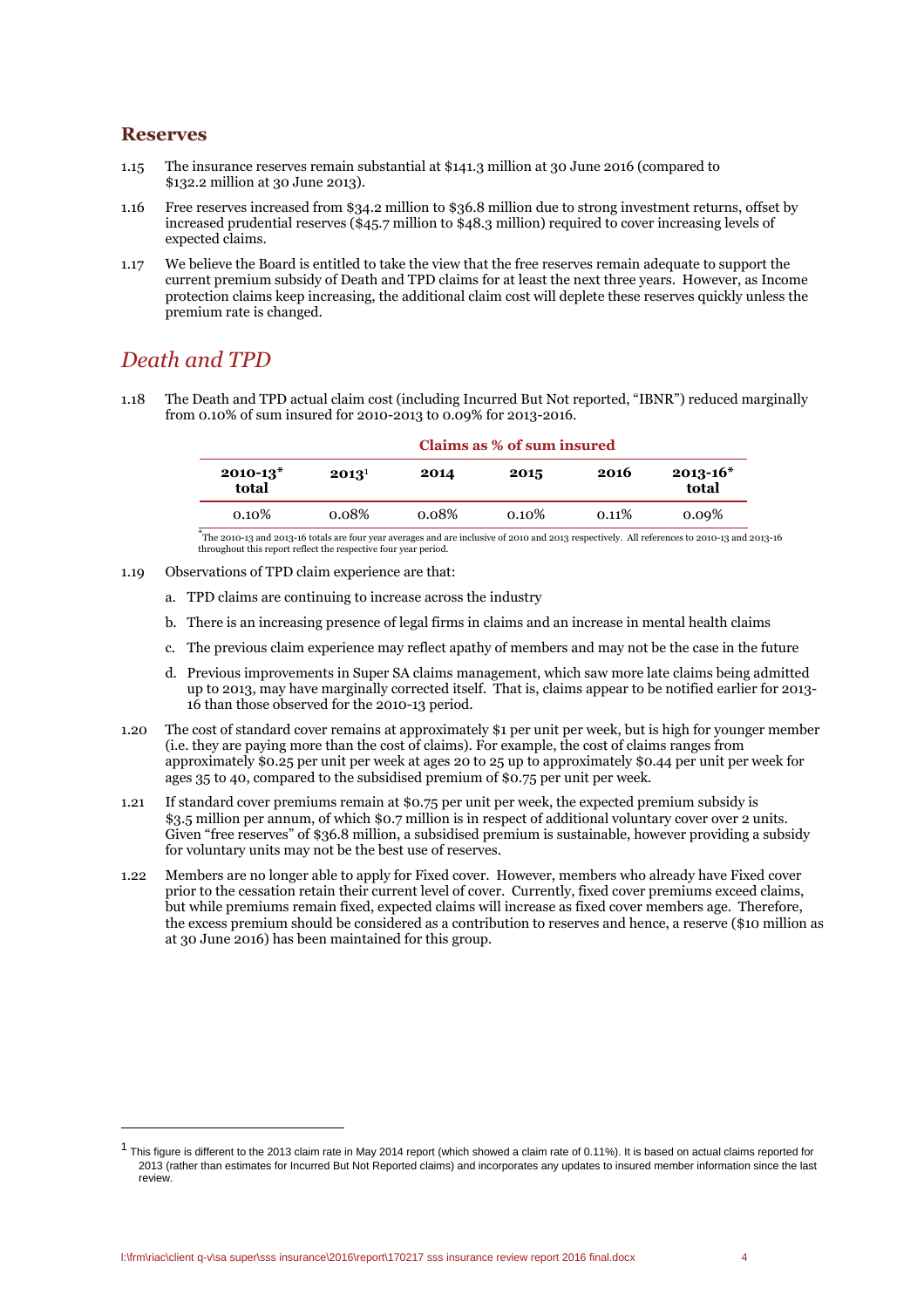## Reserves

1.15 The insurance reserves remain substantial at $141.3 million at 30 June 2016 (compared to $132.2 million at 30 June 2013).

1.16 Free reserves increased from $34.2 million to $36.8 million due to strong investment returns, offset by increased prudential reserves ($45.7 million to $48.3 million) required to cover increasing levels of expected claims.

1.17 We believe the Board is entitled to take the view that the free reserves remain adequate to support the current premium subsidy of Death and TPD claims for at least the next three years. However, as Income protection claims keep increasing, the additional claim cost will deplete these reserves quickly unless the premium rate is changed.

## *Death and TPD*

1.18 The Death and TPD actual claim cost (including Incurred But Not reported, "IBNR") reduced marginally from 0.10% of sum insured for 2010-2013 to 0.09% for 2013-2016.

| Claims as % of sum insured | | | | | |
|---|---|---|---|---|---|
| **2010-13* total** | **2013**[1] | **2014** | **2015** | **2016** | **2013-16* total** |
| 0.10% | 0.08% | 0.08% | 0.10% | 0.11% | 0.09% |

*The 2010-13 and 2013-16 totals are four year averages and are inclusive of 2010 and 2013 respectively. All references to 2010-13 and 2013-16 throughout this report reflect the respective four year period.

1.19 Observations of TPD claim experience are that:

a. TPD claims are continuing to increase across the industry

b. There is an increasing presence of legal firms in claims and an increase in mental health claims

c. The previous claim experience may reflect apathy of members and may not be the case in the future

d. Previous improvements in Super SA claims management, which saw more late claims being admitted up to 2013, may have marginally corrected itself. That is, claims appear to be notified earlier for 2013-16 than those observed for the 2010-13 period.

1.20 The cost of standard cover remains at approximately $1 per unit per week, but is high for younger member (i.e. they are paying more than the cost of claims). For example, the cost of claims ranges from approximately $0.25 per unit per week at ages 20 to 25 up to approximately $0.44 per unit per week for ages 35 to 40, compared to the subsidised premium of $0.75 per unit per week.

1.21 If standard cover premiums remain at $0.75 per unit per week, the expected premium subsidy is $3.5 million per annum, of which $0.7 million is in respect of additional voluntary cover over 2 units. Given "free reserves" of $36.8 million, a subsidised premium is sustainable, however providing a subsidy for voluntary units may not be the best use of reserves.

1.22 Members are no longer able to apply for Fixed cover. However, members who already have Fixed cover prior to the cessation retain their current level of cover. Currently, fixed cover premiums exceed claims, but while premiums remain fixed, expected claims will increase as fixed cover members age. Therefore, the excess premium should be considered as a contribution to reserves and hence, a reserve ($10 million as at 30 June 2016) has been maintained for this group.

---

[1] This figure is different to the 2013 claim rate in May 2014 report (which showed a claim rate of 0.11%). It is based on actual claims reported for 2013 (rather than estimates for Incurred But Not Reported claims) and incorporates any updates to insured member information since the last review.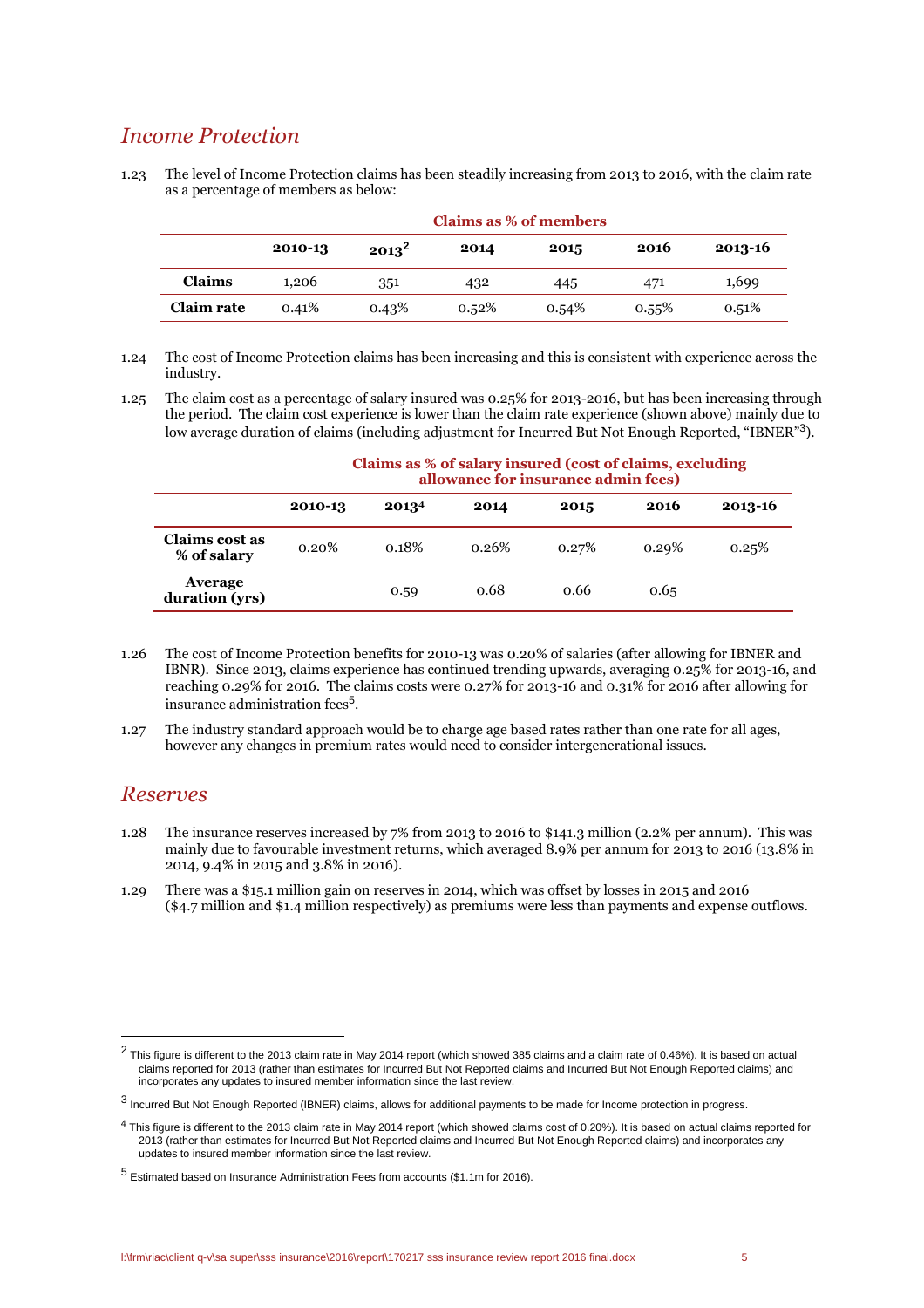## *Income Protection*

1.23 The level of Income Protection claims has been steadily increasing from 2013 to 2016, with the claim rate as a percentage of members as below:

| | Claims as % of members | | | | | |
|---|---|---|---|---|---|---|
| | **2010-13** | **2013[2]** | **2014** | **2015** | **2016** | **2013-16** |
| **Claims** | 1,206 | 351 | 432 | 445 | 471 | 1,699 |
| **Claim rate** | 0.41% | 0.43% | 0.52% | 0.54% | 0.55% | 0.51% |

1.24 The cost of Income Protection claims has been increasing and this is consistent with experience across the industry.

1.25 The claim cost as a percentage of salary insured was 0.25% for 2013-2016, but has been increasing through the period. The claim cost experience is lower than the claim rate experience (shown above) mainly due to low average duration of claims (including adjustment for Incurred But Not Enough Reported, "IBNER"[3]).

| | Claims as % of salary insured (cost of claims, excluding allowance for insurance admin fees) | | | | | |
|---|---|---|---|---|---|---|
| | **2010-13** | **2013[4]** | **2014** | **2015** | **2016** | **2013-16** |
| **Claims cost as % of salary** | 0.20% | 0.18% | 0.26% | 0.27% | 0.29% | 0.25% |
| **Average duration (yrs)** | | 0.59 | 0.68 | 0.66 | 0.65 | |

1.26 The cost of Income Protection benefits for 2010-13 was 0.20% of salaries (after allowing for IBNER and IBNR). Since 2013, claims experience has continued trending upwards, averaging 0.25% for 2013-16, and reaching 0.29% for 2016. The claims costs were 0.27% for 2013-16 and 0.31% for 2016 after allowing for insurance administration fees[5].

1.27 The industry standard approach would be to charge age based rates rather than one rate for all ages, however any changes in premium rates would need to consider intergenerational issues.

## *Reserves*

1.28 The insurance reserves increased by 7% from 2013 to 2016 to $141.3 million (2.2% per annum). This was mainly due to favourable investment returns, which averaged 8.9% per annum for 2013 to 2016 (13.8% in 2014, 9.4% in 2015 and 3.8% in 2016).

1.29 There was a $15.1 million gain on reserves in 2014, which was offset by losses in 2015 and 2016 ($4.7 million and $1.4 million respectively) as premiums were less than payments and expense outflows.

---

[2] This figure is different to the 2013 claim rate in May 2014 report (which showed 385 claims and a claim rate of 0.46%). It is based on actual claims reported for 2013 (rather than estimates for Incurred But Not Reported claims and Incurred But Not Enough Reported claims) and incorporates any updates to insured member information since the last review.

[3] Incurred But Not Enough Reported (IBNER) claims, allows for additional payments to be made for Income protection in progress.

[4] This figure is different to the 2013 claim rate in May 2014 report (which showed claims cost of 0.20%). It is based on actual claims reported for 2013 (rather than estimates for Incurred But Not Reported claims and Incurred But Not Enough Reported claims) and incorporates any updates to insured member information since the last review.

[5] Estimated based on Insurance Administration Fees from accounts ($1.1m for 2016).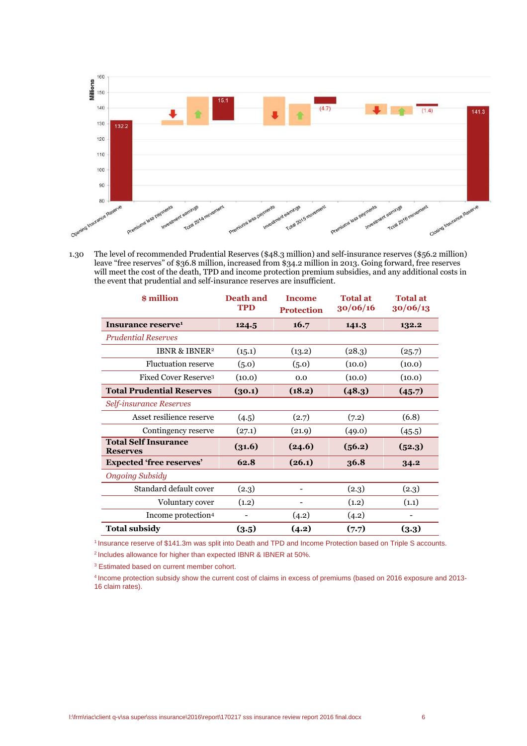1.30 The level of recommended Prudential Reserves ($48.3 million) and self-insurance reserves ($56.2 million) leave “free reserves” of $36.8 million, increased from $34.2 million in 2013. Going forward, free reserves will meet the cost of the death, TPD and income protection premium subsidies, and any additional costs in the event that prudential and self-insurance reserves are insufficient.

| $ million | Death and TPD | Income Protection | Total at 30/06/16 | Total at 30/06/13 |
|---|---|---|---|---|
| **Insurance reserve[1]** | **124.5** | **16.7** | **141.3** | **132.2** |
| *Prudential Reserves* | | | | |
| IBNR & IBNER[2] | (15.1) | (13.2) | (28.3) | (25.7) |
| Fluctuation reserve | (5.0) | (5.0) | (10.0) | (10.0) |
| Fixed Cover Reserve[3] | (10.0) | 0.0 | (10.0) | (10.0) |
| **Total Prudential Reserves** | **(30.1)** | **(18.2)** | **(48.3)** | **(45.7)** |
| *Self-insurance Reserves* | | | | |
| Asset resilience reserve | (4.5) | (2.7) | (7.2) | (6.8) |
| Contingency reserve | (27.1) | (21.9) | (49.0) | (45.5) |
| **Total Self Insurance Reserves** | **(31.6)** | **(24.6)** | **(56.2)** | **(52.3)** |
| **Expected ‘free reserves’** | **62.8** | **(26.1)** | **36.8** | **34.2** |
| *Ongoing Subsidy* | | | | |
| Standard default cover | (2.3) | - | (2.3) | (2.3) |
| Voluntary cover | (1.2) | - | (1.2) | (1.1) |
| Income protection[4] | - | (4.2) | (4.2) | - |
| **Total subsidy** | **(3.5)** | **(4.2)** | **(7.7)** | **(3.3)** |

[1] Insurance reserve of $141.3m was split into Death and TPD and Income Protection based on Triple S accounts.

[2] Includes allowance for higher than expected IBNR & IBNER at 50%.

[3] Estimated based on current member cohort.

[4] Income protection subsidy show the current cost of claims in excess of premiums (based on 2016 exposure and 2013-16 claim rates).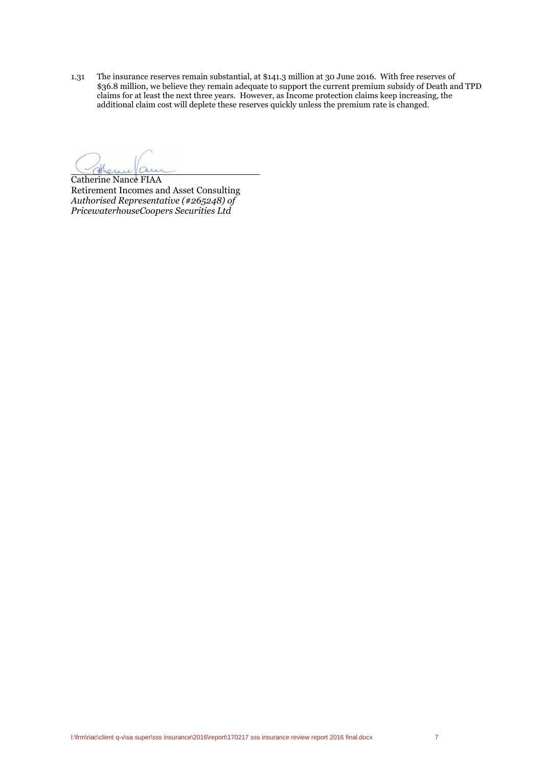1.31 The insurance reserves remain substantial, at $141.3 million at 30 June 2016. With free reserves of $36.8 million, we believe they remain adequate to support the current premium subsidy of Death and TPD claims for at least the next three years. However, as Income protection claims keep increasing, the additional claim cost will deplete these reserves quickly unless the premium rate is changed.

Catherine Nance FIAA
Retirement Incomes and Asset Consulting
*Authorised Representative (#265248) of*
*PricewaterhouseCoopers Securities Ltd*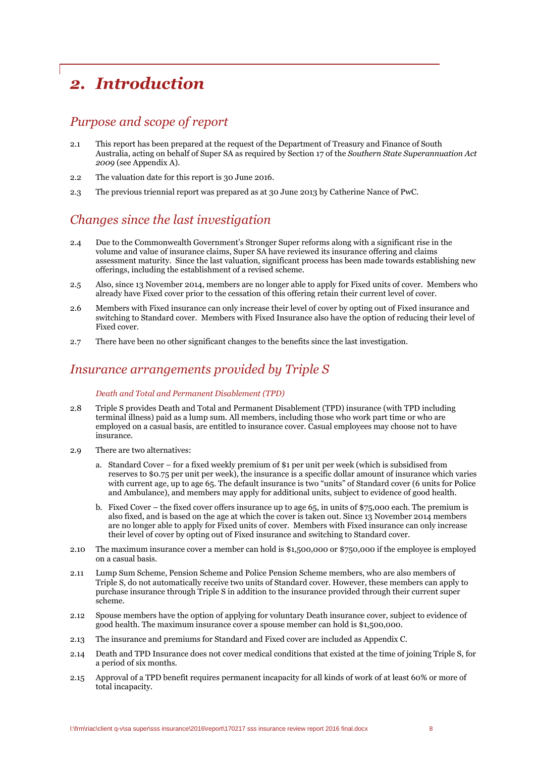# 2. Introduction

## Purpose and scope of report

2.1 This report has been prepared at the request of the Department of Treasury and Finance of South Australia, acting on behalf of Super SA as required by Section 17 of the *Southern State Superannuation Act 2009* (see Appendix A).

2.2 The valuation date for this report is 30 June 2016.

2.3 The previous triennial report was prepared as at 30 June 2013 by Catherine Nance of PwC.

## Changes since the last investigation

2.4 Due to the Commonwealth Government's Stronger Super reforms along with a significant rise in the volume and value of insurance claims, Super SA have reviewed its insurance offering and claims assessment maturity. Since the last valuation, significant process has been made towards establishing new offerings, including the establishment of a revised scheme.

2.5 Also, since 13 November 2014, members are no longer able to apply for Fixed units of cover. Members who already have Fixed cover prior to the cessation of this offering retain their current level of cover.

2.6 Members with Fixed insurance can only increase their level of cover by opting out of Fixed insurance and switching to Standard cover. Members with Fixed Insurance also have the option of reducing their level of Fixed cover.

2.7 There have been no other significant changes to the benefits since the last investigation.

## Insurance arrangements provided by Triple S

### *Death and Total and Permanent Disablement (TPD)*

2.8 Triple S provides Death and Total and Permanent Disablement (TPD) insurance (with TPD including terminal illness) paid as a lump sum. All members, including those who work part time or who are employed on a casual basis, are entitled to insurance cover. Casual employees may choose not to have insurance.

2.9 There are two alternatives:

a. Standard Cover – for a fixed weekly premium of $1 per unit per week (which is subsidised from reserves to $0.75 per unit per week), the insurance is a specific dollar amount of insurance which varies with current age, up to age 65. The default insurance is two "units" of Standard cover (6 units for Police and Ambulance), and members may apply for additional units, subject to evidence of good health.

b. Fixed Cover – the fixed cover offers insurance up to age 65, in units of $75,000 each. The premium is also fixed, and is based on the age at which the cover is taken out. Since 13 November 2014 members are no longer able to apply for Fixed units of cover. Members with Fixed insurance can only increase their level of cover by opting out of Fixed insurance and switching to Standard cover.

2.10 The maximum insurance cover a member can hold is $1,500,000 or $750,000 if the employee is employed on a casual basis.

2.11 Lump Sum Scheme, Pension Scheme and Police Pension Scheme members, who are also members of Triple S, do not automatically receive two units of Standard cover. However, these members can apply to purchase insurance through Triple S in addition to the insurance provided through their current super scheme.

2.12 Spouse members have the option of applying for voluntary Death insurance cover, subject to evidence of good health. The maximum insurance cover a spouse member can hold is $1,500,000.

2.13 The insurance and premiums for Standard and Fixed cover are included as Appendix C.

2.14 Death and TPD Insurance does not cover medical conditions that existed at the time of joining Triple S, for a period of six months.

2.15 Approval of a TPD benefit requires permanent incapacity for all kinds of work of at least 60% or more of total incapacity.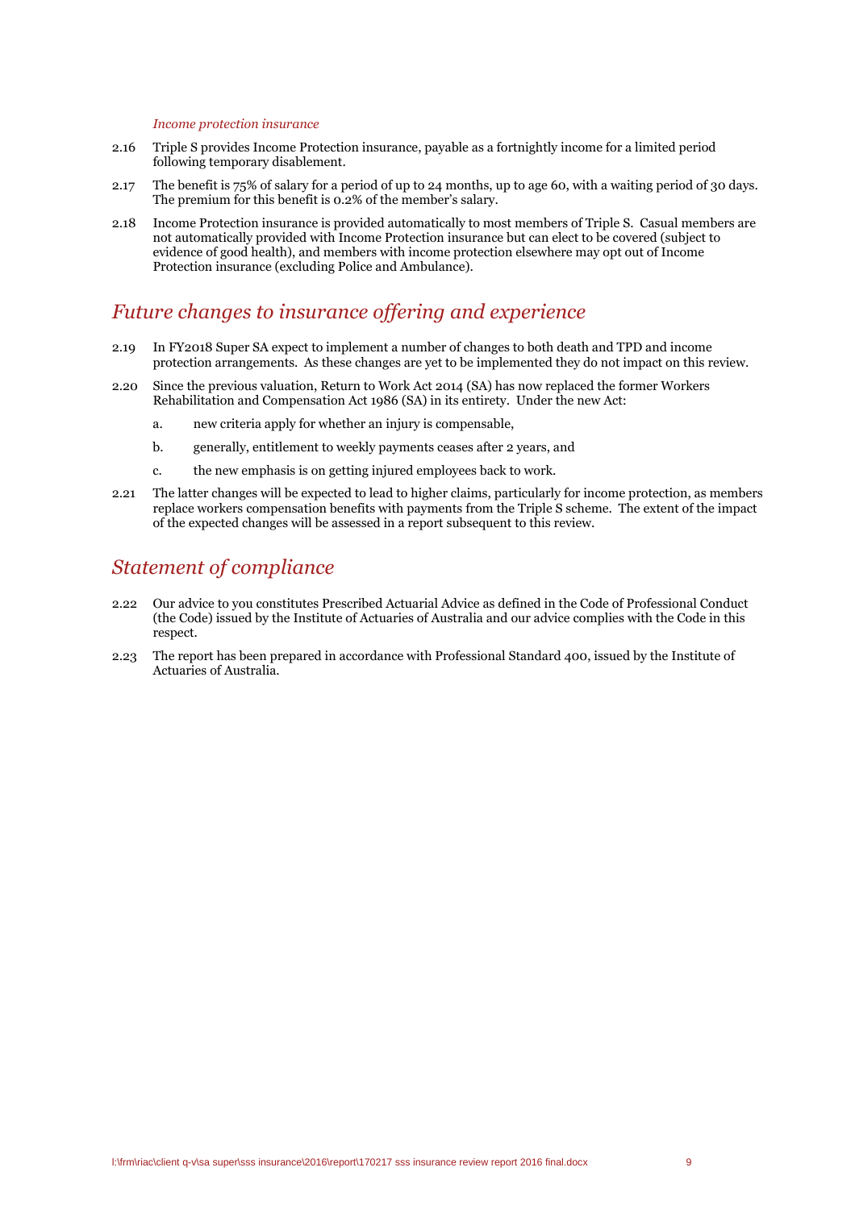#### *Income protection insurance*

2.16 Triple S provides Income Protection insurance, payable as a fortnightly income for a limited period following temporary disablement.

2.17 The benefit is 75% of salary for a period of up to 24 months, up to age 60, with a waiting period of 30 days. The premium for this benefit is 0.2% of the member's salary.

2.18 Income Protection insurance is provided automatically to most members of Triple S. Casual members are not automatically provided with Income Protection insurance but can elect to be covered (subject to evidence of good health), and members with income protection elsewhere may opt out of Income Protection insurance (excluding Police and Ambulance).

## *Future changes to insurance offering and experience*

2.19 In FY2018 Super SA expect to implement a number of changes to both death and TPD and income protection arrangements. As these changes are yet to be implemented they do not impact on this review.

2.20 Since the previous valuation, Return to Work Act 2014 (SA) has now replaced the former Workers Rehabilitation and Compensation Act 1986 (SA) in its entirety. Under the new Act:

a. new criteria apply for whether an injury is compensable,

b. generally, entitlement to weekly payments ceases after 2 years, and

c. the new emphasis is on getting injured employees back to work.

2.21 The latter changes will be expected to lead to higher claims, particularly for income protection, as members replace workers compensation benefits with payments from the Triple S scheme. The extent of the impact of the expected changes will be assessed in a report subsequent to this review.

## *Statement of compliance*

2.22 Our advice to you constitutes Prescribed Actuarial Advice as defined in the Code of Professional Conduct (the Code) issued by the Institute of Actuaries of Australia and our advice complies with the Code in this respect.

2.23 The report has been prepared in accordance with Professional Standard 400, issued by the Institute of Actuaries of Australia.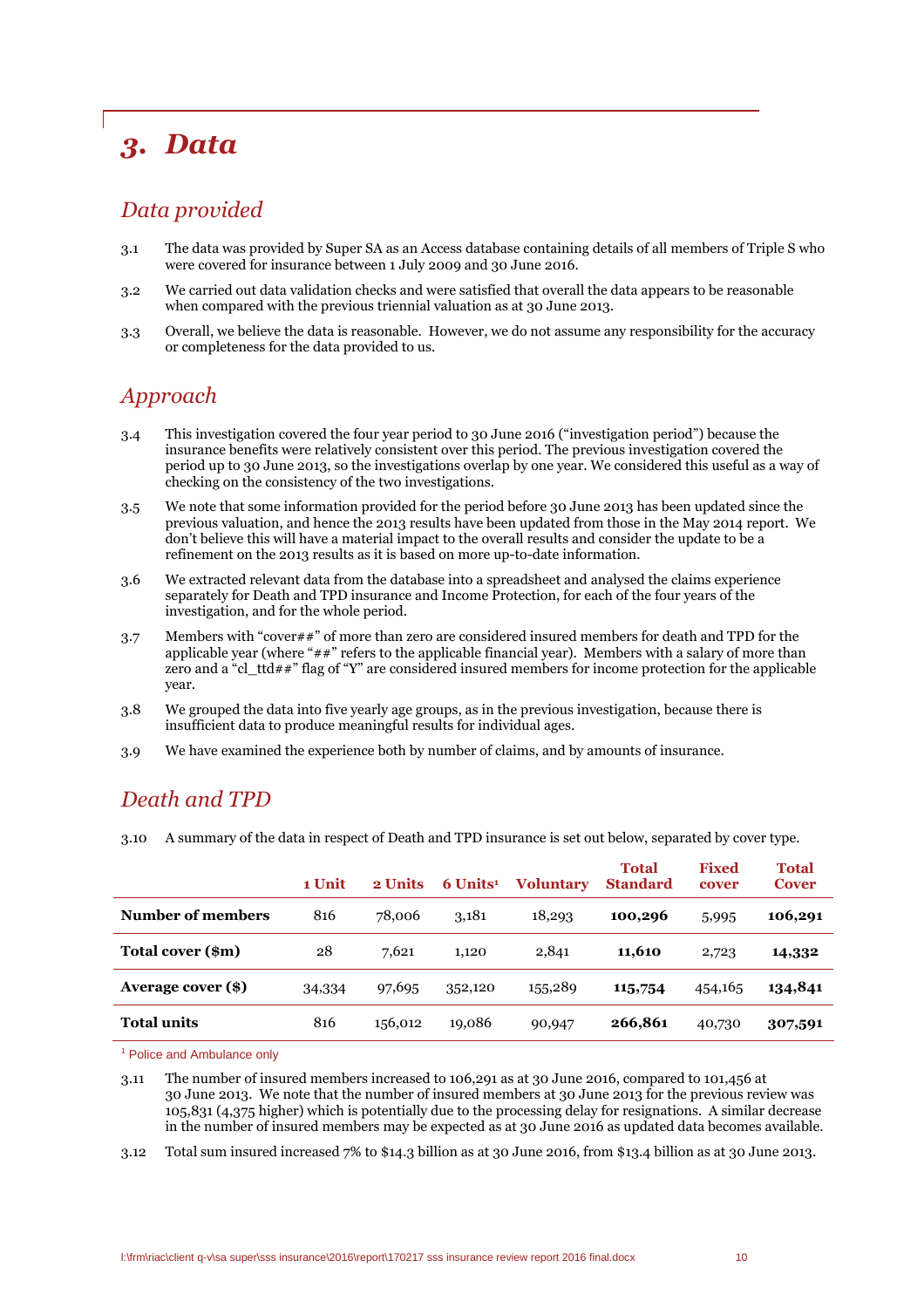# 3. Data

## Data provided

3.1 The data was provided by Super SA as an Access database containing details of all members of Triple S who were covered for insurance between 1 July 2009 and 30 June 2016.

3.2 We carried out data validation checks and were satisfied that overall the data appears to be reasonable when compared with the previous triennial valuation as at 30 June 2013.

3.3 Overall, we believe the data is reasonable. However, we do not assume any responsibility for the accuracy or completeness for the data provided to us.

## Approach

3.4 This investigation covered the four year period to 30 June 2016 ("investigation period") because the insurance benefits were relatively consistent over this period. The previous investigation covered the period up to 30 June 2013, so the investigations overlap by one year. We considered this useful as a way of checking on the consistency of the two investigations.

3.5 We note that some information provided for the period before 30 June 2013 has been updated since the previous valuation, and hence the 2013 results have been updated from those in the May 2014 report. We don't believe this will have a material impact to the overall results and consider the update to be a refinement on the 2013 results as it is based on more up-to-date information.

3.6 We extracted relevant data from the database into a spreadsheet and analysed the claims experience separately for Death and TPD insurance and Income Protection, for each of the four years of the investigation, and for the whole period.

3.7 Members with "cover##" of more than zero are considered insured members for death and TPD for the applicable year (where "##" refers to the applicable financial year). Members with a salary of more than zero and a "cl_ttd##" flag of "Y" are considered insured members for income protection for the applicable year.

3.8 We grouped the data into five yearly age groups, as in the previous investigation, because there is insufficient data to produce meaningful results for individual ages.

3.9 We have examined the experience both by number of claims, and by amounts of insurance.

## Death and TPD

3.10 A summary of the data in respect of Death and TPD insurance is set out below, separated by cover type.

| | 1 Unit | 2 Units | 6 Units[1] | Voluntary | Total Standard | Fixed cover | Total Cover |
|---|---|---|---|---|---|---|---|
| **Number of members** | 816 | 78,006 | 3,181 | 18,293 | **100,296** | 5,995 | **106,291** |
| **Total cover ($m)** | 28 | 7,621 | 1,120 | 2,841 | **11,610** | 2,723 | **14,332** |
| **Average cover ($)** | 34,334 | 97,695 | 352,120 | 155,289 | **115,754** | 454,165 | **134,841** |
| **Total units** | 816 | 156,012 | 19,086 | 90,947 | **266,861** | 40,730 | **307,591** |

[1] Police and Ambulance only

3.11 The number of insured members increased to 106,291 as at 30 June 2016, compared to 101,456 at 30 June 2013. We note that the number of insured members at 30 June 2013 for the previous review was 105,831 (4,375 higher) which is potentially due to the processing delay for resignations. A similar decrease in the number of insured members may be expected as at 30 June 2016 as updated data becomes available.

3.12 Total sum insured increased 7% to $14.3 billion as at 30 June 2016, from $13.4 billion as at 30 June 2013.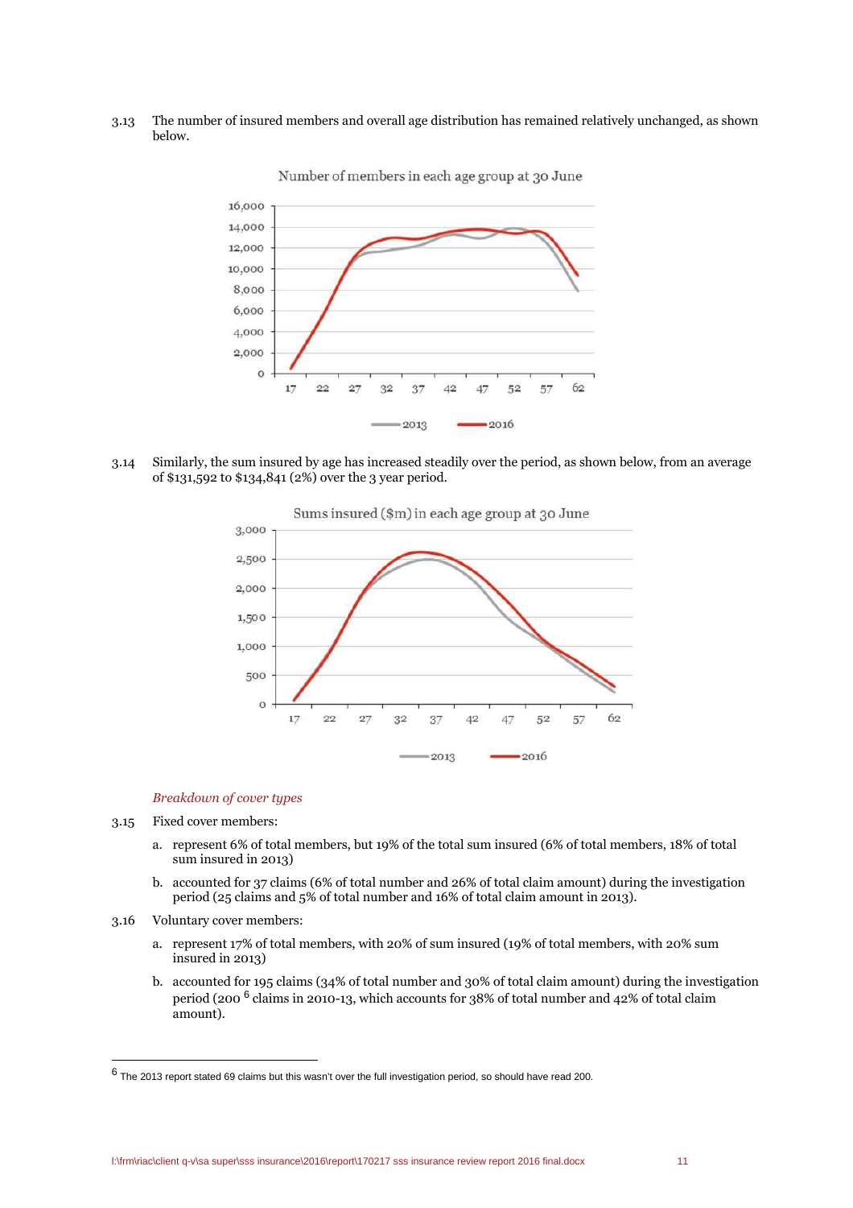3.13 The number of insured members and overall age distribution has remained relatively unchanged, as shown below.

Number of members in each age group at 30 June

3.14 Similarly, the sum insured by age has increased steadily over the period, as shown below, from an average of \$131,592 to \$134,841 (2%) over the 3 year period.

Sums insured (\$m) in each age group at 30 June

*Breakdown of cover types*

3.15 Fixed cover members:

a. represent 6% of total members, but 19% of the total sum insured (6% of total members, 18% of total sum insured in 2013)

b. accounted for 37 claims (6% of total number and 26% of total claim amount) during the investigation period (25 claims and 5% of total number and 16% of total claim amount in 2013).

3.16 Voluntary cover members:

a. represent 17% of total members, with 20% of sum insured (19% of total members, with 20% sum insured in 2013)

b. accounted for 195 claims (34% of total number and 30% of total claim amount) during the investigation period (200 [6] claims in 2010-13, which accounts for 38% of total number and 42% of total claim amount).

[6] The 2013 report stated 69 claims but this wasn't over the full investigation period, so should have read 200.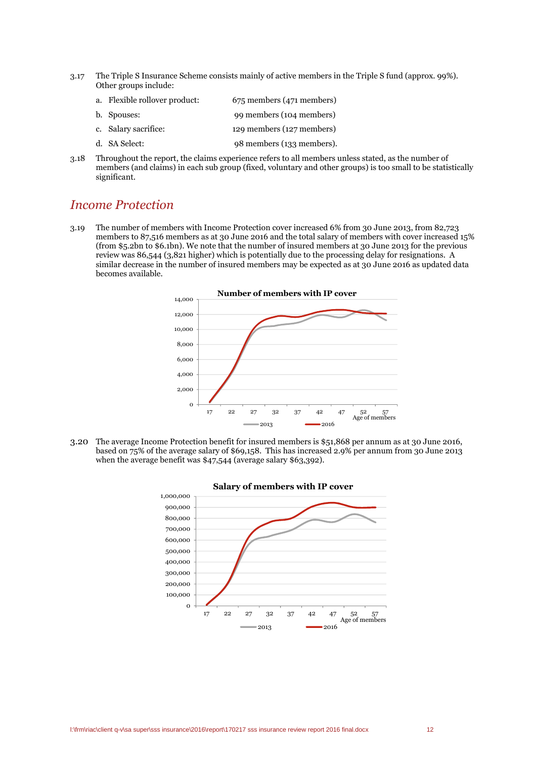3.17 The Triple S Insurance Scheme consists mainly of active members in the Triple S fund (approx. 99%). Other groups include:

a. Flexible rollover product: 675 members (471 members)

b. Spouses: 99 members (104 members)

c. Salary sacrifice: 129 members (127 members)

d. SA Select: 98 members (133 members).

3.18 Throughout the report, the claims experience refers to all members unless stated, as the number of members (and claims) in each sub group (fixed, voluntary and other groups) is too small to be statistically significant.

## *Income Protection*

3.19 The number of members with Income Protection cover increased 6% from 30 June 2013, from 82,723 members to 87,516 members as at 30 June 2016 and the total salary of members with cover increased 15% (from $5.2bn to $6.1bn). We note that the number of insured members at 30 June 2013 for the previous review was 86,544 (3,821 higher) which is potentially due to the processing delay for resignations. A similar decrease in the number of insured members may be expected as at 30 June 2016 as updated data becomes available.

**Number of members with IP cover**

3.20 The average Income Protection benefit for insured members is $51,868 per annum as at 30 June 2016, based on 75% of the average salary of $69,158. This has increased 2.9% per annum from 30 June 2013 when the average benefit was $47,544 (average salary $63,392).

**Salary of members with IP cover**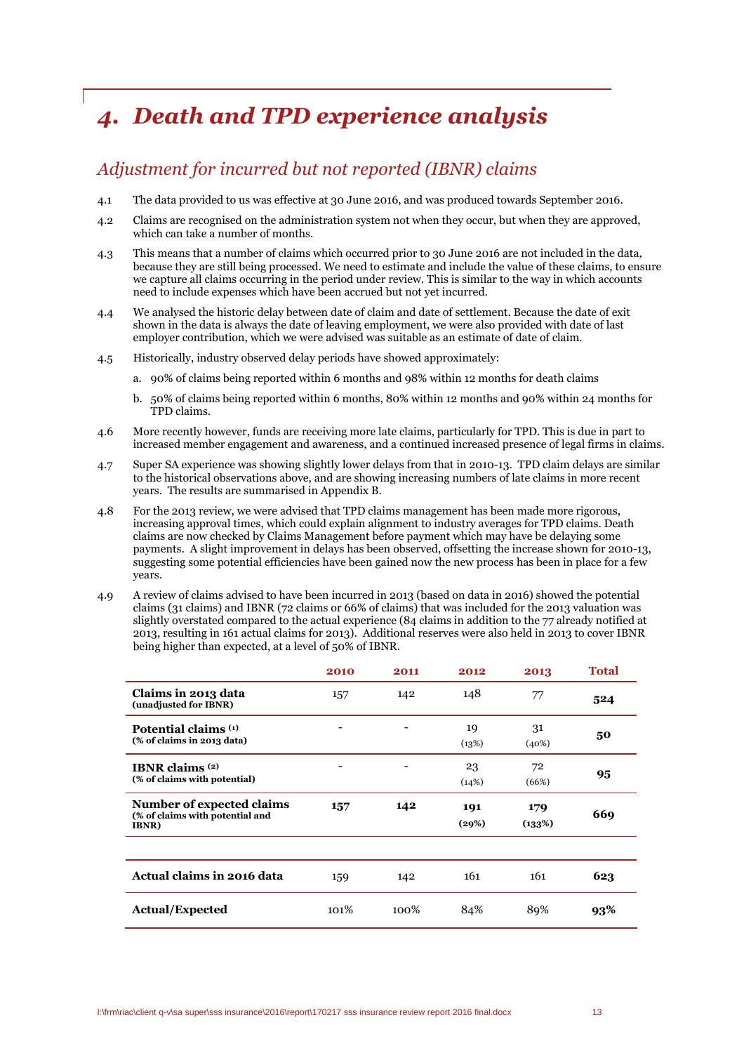# 4. Death and TPD experience analysis

## Adjustment for incurred but not reported (IBNR) claims

4.1 The data provided to us was effective at 30 June 2016, and was produced towards September 2016.

4.2 Claims are recognised on the administration system not when they occur, but when they are approved, which can take a number of months.

4.3 This means that a number of claims which occurred prior to 30 June 2016 are not included in the data, because they are still being processed. We need to estimate and include the value of these claims, to ensure we capture all claims occurring in the period under review. This is similar to the way in which accounts need to include expenses which have been accrued but not yet incurred.

4.4 We analysed the historic delay between date of claim and date of settlement. Because the date of exit shown in the data is always the date of leaving employment, we were also provided with date of last employer contribution, which we were advised was suitable as an estimate of date of claim.

4.5 Historically, industry observed delay periods have showed approximately:

a. 90% of claims being reported within 6 months and 98% within 12 months for death claims

b. 50% of claims being reported within 6 months, 80% within 12 months and 90% within 24 months for TPD claims.

4.6 More recently however, funds are receiving more late claims, particularly for TPD. This is due in part to increased member engagement and awareness, and a continued increased presence of legal firms in claims.

4.7 Super SA experience was showing slightly lower delays from that in 2010-13. TPD claim delays are similar to the historical observations above, and are showing increasing numbers of late claims in more recent years. The results are summarised in Appendix B.

4.8 For the 2013 review, we were advised that TPD claims management has been made more rigorous, increasing approval times, which could explain alignment to industry averages for TPD claims. Death claims are now checked by Claims Management before payment which may have be delaying some payments. A slight improvement in delays has been observed, offsetting the increase shown for 2010-13, suggesting some potential efficiencies have been gained now the new process has been in place for a few years.

4.9 A review of claims advised to have been incurred in 2013 (based on data in 2016) showed the potential claims (31 claims) and IBNR (72 claims or 66% of claims) that was included for the 2013 valuation was slightly overstated compared to the actual experience (84 claims in addition to the 77 already notified at 2013, resulting in 161 actual claims for 2013). Additional reserves were also held in 2013 to cover IBNR being higher than expected, at a level of 50% of IBNR.

| | 2010 | 2011 | 2012 | 2013 | Total |
|---|---|---|---|---|---|
| **Claims in 2013 data** (unadjusted for IBNR) | 157 | 142 | 148 | 77 | **524** |
| **Potential claims (1)** (% of claims in 2013 data) | - | - | 19 (13%) | 31 (40%) | **50** |
| **IBNR claims (2)** (% of claims with potential) | - | - | 23 (14%) | 72 (66%) | **95** |
| **Number of expected claims** (% of claims with potential and IBNR) | **157** | **142** | **191 (29%)** | **179 (133%)** | **669** |
| **Actual claims in 2016 data** | 159 | 142 | 161 | 161 | **623** |
| **Actual/Expected** | 101% | 100% | 84% | 89% | **93%** |

l:\frm\riac\client q-v\sa super\sss insurance\2016\report\170217 sss insurance review report 2016 final.docx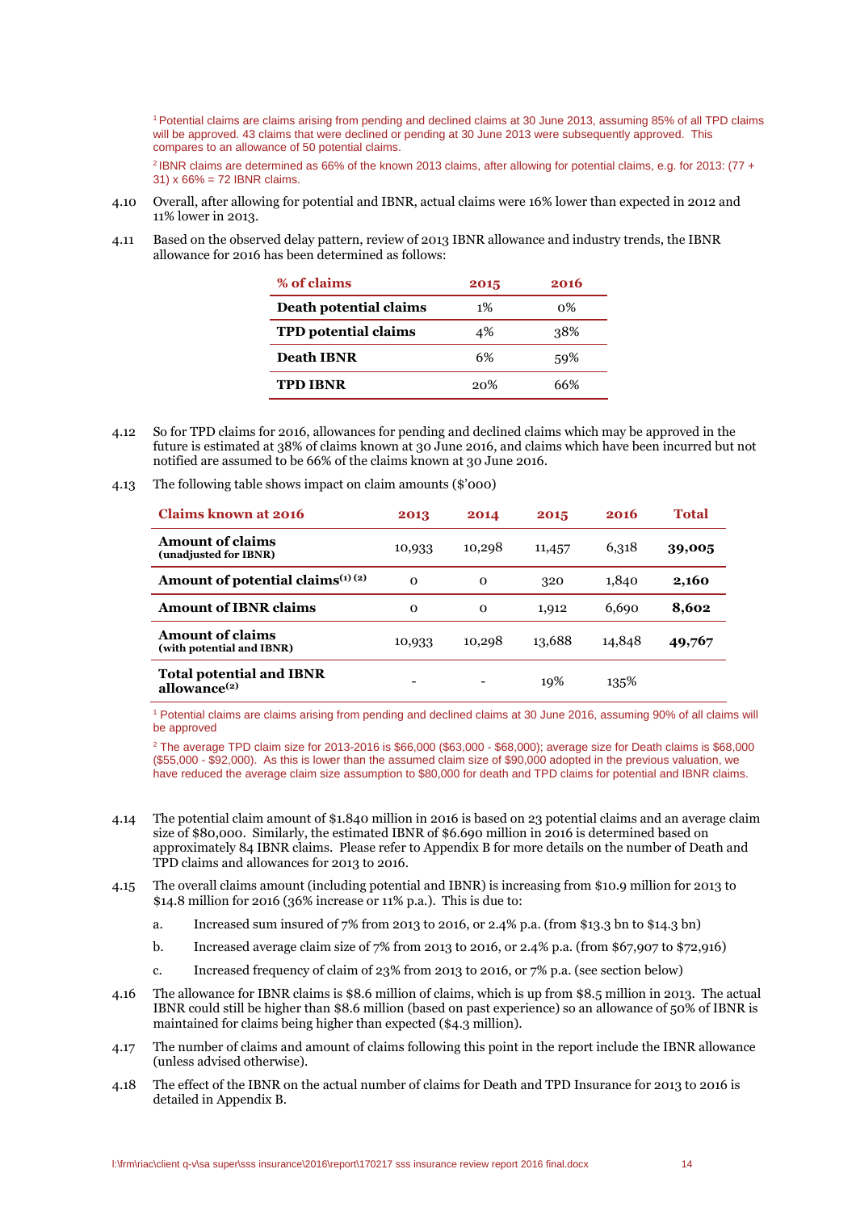[1] Potential claims are claims arising from pending and declined claims at 30 June 2013, assuming 85% of all TPD claims will be approved. 43 claims that were declined or pending at 30 June 2013 were subsequently approved. This compares to an allowance of 50 potential claims.

[2] IBNR claims are determined as 66% of the known 2013 claims, after allowing for potential claims, e.g. for 2013: (77 + 31) x 66% = 72 IBNR claims.

4.10 Overall, after allowing for potential and IBNR, actual claims were 16% lower than expected in 2012 and 11% lower in 2013.

4.11 Based on the observed delay pattern, review of 2013 IBNR allowance and industry trends, the IBNR allowance for 2016 has been determined as follows:

| % of claims | 2015 | 2016 |
|---|---|---|
| **Death potential claims** | 1% | 0% |
| **TPD potential claims** | 4% | 38% |
| **Death IBNR** | 6% | 59% |
| **TPD IBNR** | 20% | 66% |

4.12 So for TPD claims for 2016, allowances for pending and declined claims which may be approved in the future is estimated at 38% of claims known at 30 June 2016, and claims which have been incurred but not notified are assumed to be 66% of the claims known at 30 June 2016.

4.13 The following table shows impact on claim amounts ($'000)

| Claims known at 2016 | 2013 | 2014 | 2015 | 2016 | Total |
|---|---|---|---|---|---|
| **Amount of claims** (unadjusted for IBNR) | 10,933 | 10,298 | 11,457 | 6,318 | **39,005** |
| **Amount of potential claims[(1) (2)]** | 0 | 0 | 320 | 1,840 | **2,160** |
| **Amount of IBNR claims** | 0 | 0 | 1,912 | 6,690 | **8,602** |
| **Amount of claims** (with potential and IBNR) | 10,933 | 10,298 | 13,688 | 14,848 | **49,767** |
| **Total potential and IBNR allowance[(2)]** | - | - | 19% | 135% | |

[1] Potential claims are claims arising from pending and declined claims at 30 June 2016, assuming 90% of all claims will be approved

[2] The average TPD claim size for 2013-2016 is $66,000 ($63,000 - $68,000); average size for Death claims is $68,000 ($55,000 - $92,000). As this is lower than the assumed claim size of $90,000 adopted in the previous valuation, we have reduced the average claim size assumption to $80,000 for death and TPD claims for potential and IBNR claims.

4.14 The potential claim amount of $1.840 million in 2016 is based on 23 potential claims and an average claim size of $80,000. Similarly, the estimated IBNR of $6.690 million in 2016 is determined based on approximately 84 IBNR claims. Please refer to Appendix B for more details on the number of Death and TPD claims and allowances for 2013 to 2016.

4.15 The overall claims amount (including potential and IBNR) is increasing from $10.9 million for 2013 to $14.8 million for 2016 (36% increase or 11% p.a.). This is due to:

a. Increased sum insured of 7% from 2013 to 2016, or 2.4% p.a. (from $13.3 bn to $14.3 bn)

b. Increased average claim size of 7% from 2013 to 2016, or 2.4% p.a. (from $67,907 to $72,916)

c. Increased frequency of claim of 23% from 2013 to 2016, or 7% p.a. (see section below)

4.16 The allowance for IBNR claims is $8.6 million of claims, which is up from $8.5 million in 2013. The actual IBNR could still be higher than $8.6 million (based on past experience) so an allowance of 50% of IBNR is maintained for claims being higher than expected ($4.3 million).

4.17 The number of claims and amount of claims following this point in the report include the IBNR allowance (unless advised otherwise).

4.18 The effect of the IBNR on the actual number of claims for Death and TPD Insurance for 2013 to 2016 is detailed in Appendix B.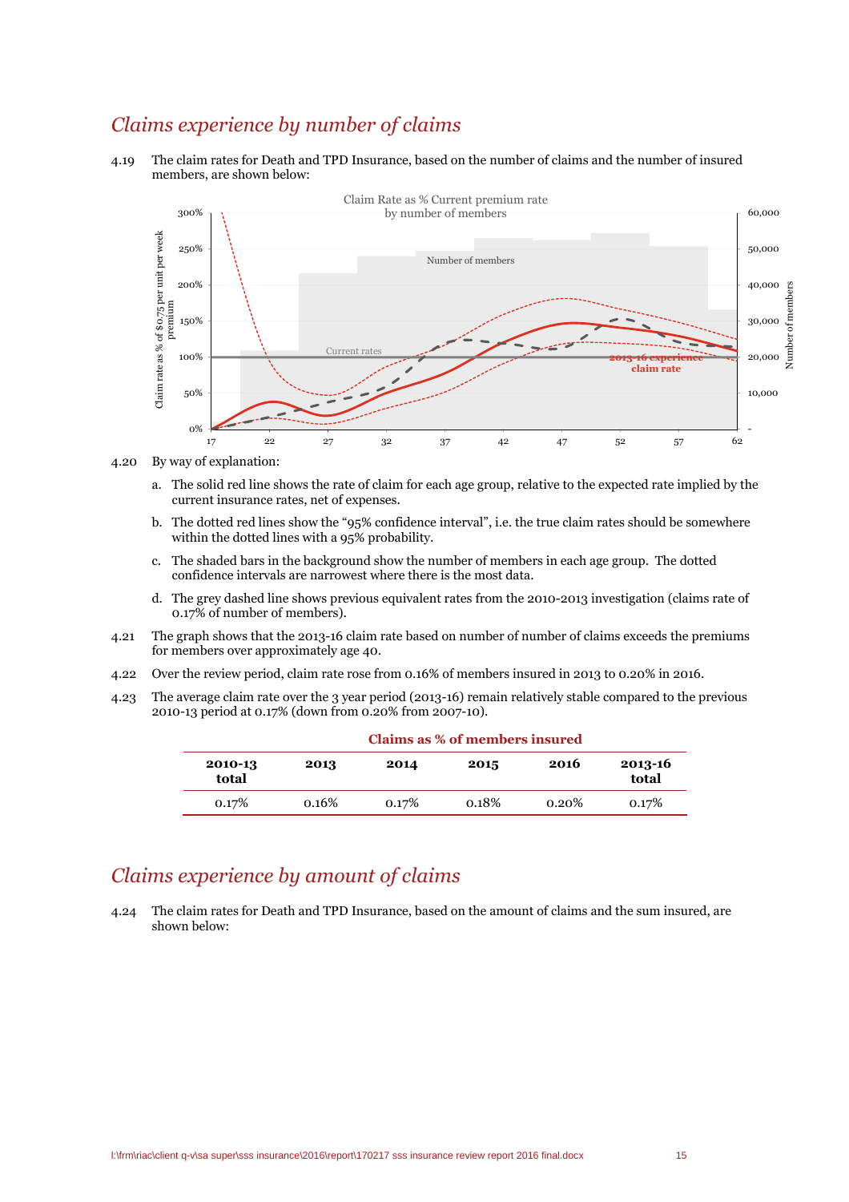## *Claims experience by number of claims*

4.19 The claim rates for Death and TPD Insurance, based on the number of claims and the number of insured members, are shown below:

4.20 By way of explanation:

a. The solid red line shows the rate of claim for each age group, relative to the expected rate implied by the current insurance rates, net of expenses.

b. The dotted red lines show the "95% confidence interval", i.e. the true claim rates should be somewhere within the dotted lines with a 95% probability.

c. The shaded bars in the background show the number of members in each age group. The dotted confidence intervals are narrowest where there is the most data.

d. The grey dashed line shows previous equivalent rates from the 2010-2013 investigation (claims rate of 0.17% of number of members).

4.21 The graph shows that the 2013-16 claim rate based on number of number of claims exceeds the premiums for members over approximately age 40.

4.22 Over the review period, claim rate rose from 0.16% of members insured in 2013 to 0.20% in 2016.

4.23 The average claim rate over the 3 year period (2013-16) remain relatively stable compared to the previous 2010-13 period at 0.17% (down from 0.20% from 2007-10).

**Claims as % of members insured**

| 2010-13 total | 2013 | 2014 | 2015 | 2016 | 2013-16 total |
|---|---|---|---|---|---|
| 0.17% | 0.16% | 0.17% | 0.18% | 0.20% | 0.17% |

## *Claims experience by amount of claims*

4.24 The claim rates for Death and TPD Insurance, based on the amount of claims and the sum insured, are shown below: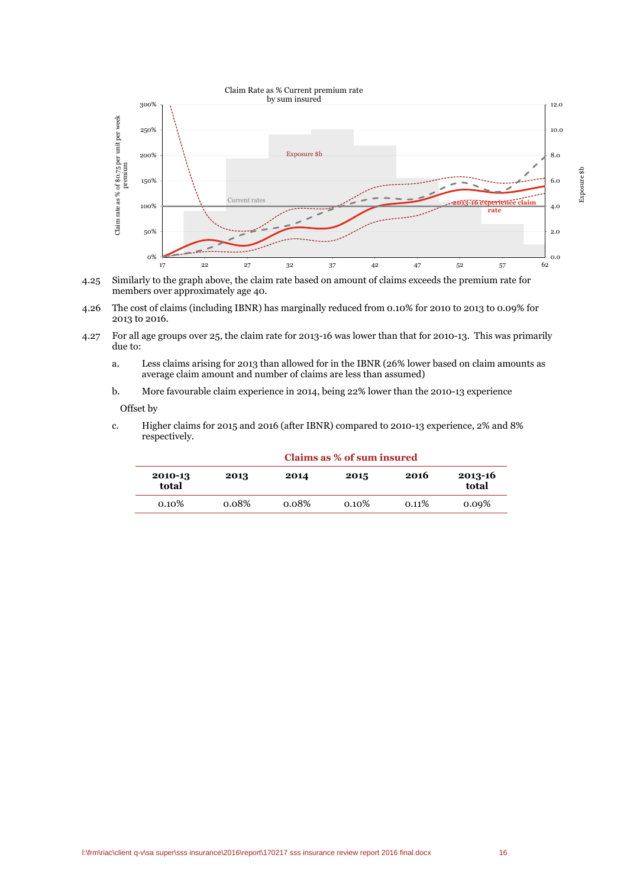Claim Rate as % Current premium rate by sum insured

4.25 Similarly to the graph above, the claim rate based on amount of claims exceeds the premium rate for members over approximately age 40.

4.26 The cost of claims (including IBNR) has marginally reduced from 0.10% for 2010 to 2013 to 0.09% for 2013 to 2016.

4.27 For all age groups over 25, the claim rate for 2013-16 was lower than that for 2010-13. This was primarily due to:

a. Less claims arising for 2013 than allowed for in the IBNR (26% lower based on claim amounts as average claim amount and number of claims are less than assumed)

b. More favourable claim experience in 2014, being 22% lower than the 2010-13 experience

Offset by

c. Higher claims for 2015 and 2016 (after IBNR) compared to 2010-13 experience, 2% and 8% respectively.

**Claims as % of sum insured**

| 2010-13 total | 2013 | 2014 | 2015 | 2016 | 2013-16 total |
|---|---|---|---|---|---|
| 0.10% | 0.08% | 0.08% | 0.10% | 0.11% | 0.09% |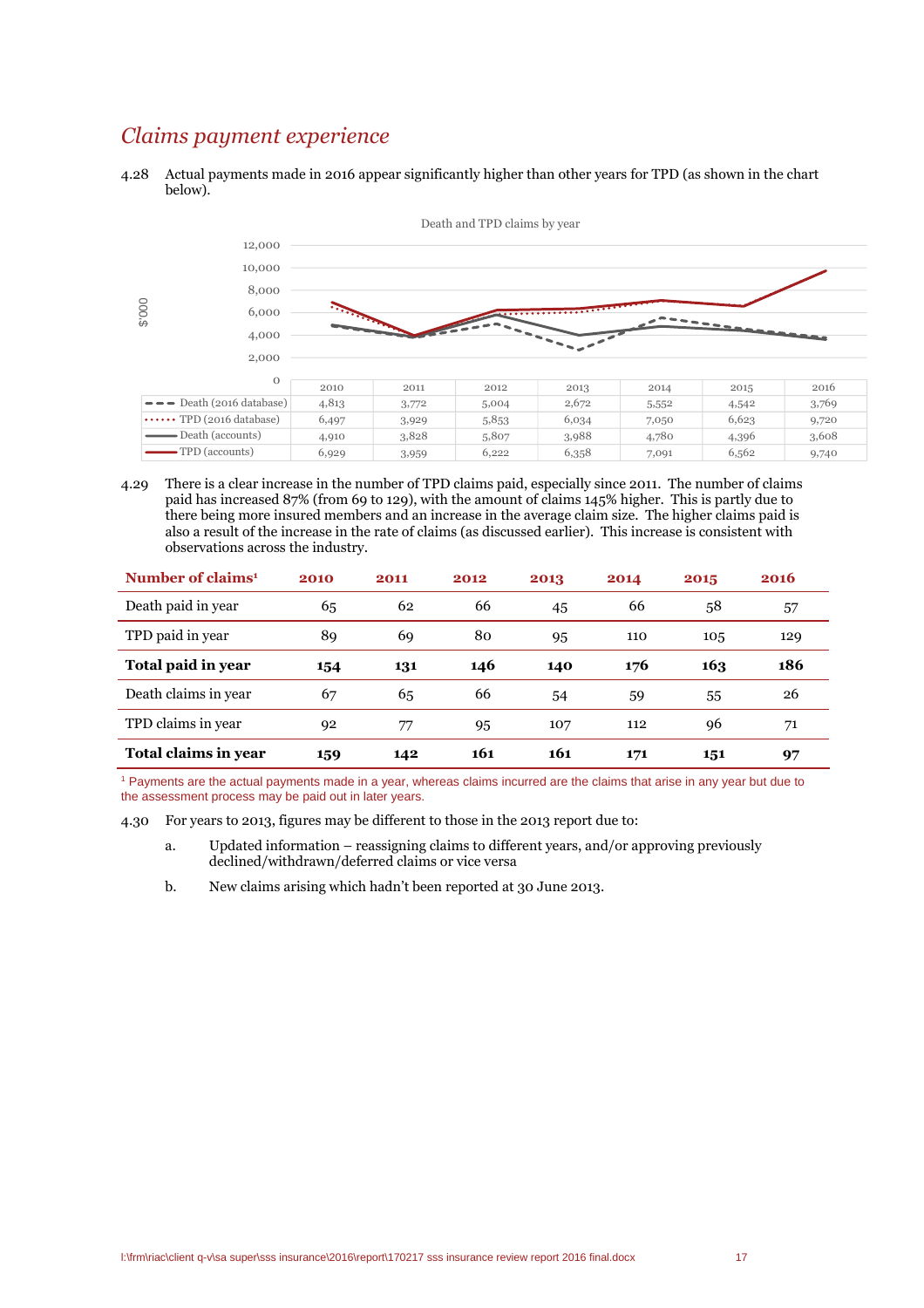## *Claims payment experience*

4.28 Actual payments made in 2016 appear significantly higher than other years for TPD (as shown in the chart below).

Death and TPD claims by year

| $'000 | 2010 | 2011 | 2012 | 2013 | 2014 | 2015 | 2016 |
|---|---|---|---|---|---|---|---|
| Death (2016 database) | 4,813 | 3,772 | 5,004 | 2,672 | 5,552 | 4,542 | 3,769 |
| TPD (2016 database) | 6,497 | 3,929 | 5,853 | 6,034 | 7,050 | 6,623 | 9,720 |
| Death (accounts) | 4,910 | 3,828 | 5,807 | 3,988 | 4,780 | 4,396 | 3,608 |
| TPD (accounts) | 6,929 | 3,959 | 6,222 | 6,358 | 7,091 | 6,562 | 9,740 |

4.29 There is a clear increase in the number of TPD claims paid, especially since 2011. The number of claims paid has increased 87% (from 69 to 129), with the amount of claims 145% higher. This is partly due to there being more insured members and an increase in the average claim size. The higher claims paid is also a result of the increase in the rate of claims (as discussed earlier). This increase is consistent with observations across the industry.

| Number of claims[1] | 2010 | 2011 | 2012 | 2013 | 2014 | 2015 | 2016 |
|---|---|---|---|---|---|---|---|
| Death paid in year | 65 | 62 | 66 | 45 | 66 | 58 | 57 |
| TPD paid in year | 89 | 69 | 80 | 95 | 110 | 105 | 129 |
| **Total paid in year** | **154** | **131** | **146** | **140** | **176** | **163** | **186** |
| Death claims in year | 67 | 65 | 66 | 54 | 59 | 55 | 26 |
| TPD claims in year | 92 | 77 | 95 | 107 | 112 | 96 | 71 |
| **Total claims in year** | **159** | **142** | **161** | **161** | **171** | **151** | **97** |

[1] Payments are the actual payments made in a year, whereas claims incurred are the claims that arise in any year but due to the assessment process may be paid out in later years.

4.30 For years to 2013, figures may be different to those in the 2013 report due to:

a. Updated information – reassigning claims to different years, and/or approving previously declined/withdrawn/deferred claims or vice versa

b. New claims arising which hadn't been reported at 30 June 2013.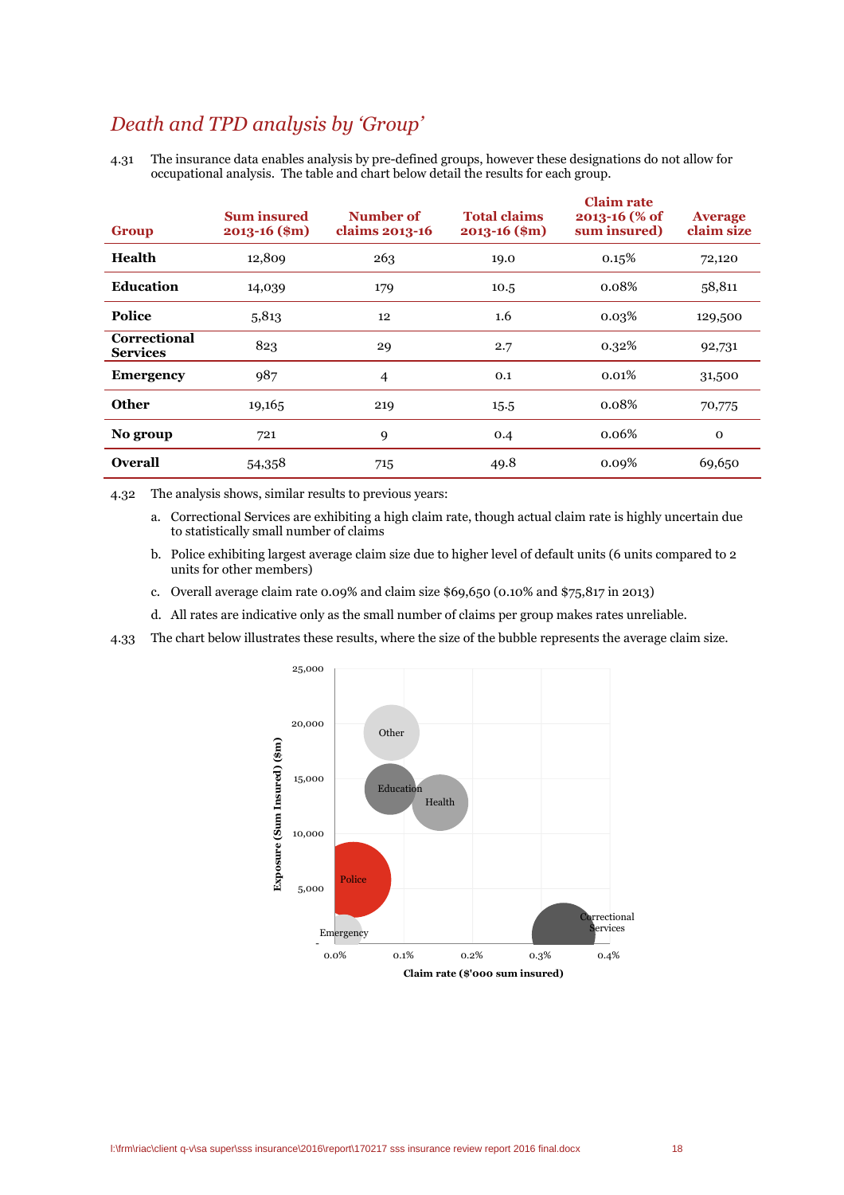## *Death and TPD analysis by 'Group'*

4.31 The insurance data enables analysis by pre-defined groups, however these designations do not allow for occupational analysis. The table and chart below detail the results for each group.

| Group | Sum insured 2013-16 ($m) | Number of claims 2013-16 | Total claims 2013-16 ($m) | Claim rate 2013-16 (% of sum insured) | Average claim size |
|---|---|---|---|---|---|
| **Health** | 12,809 | 263 | 19.0 | 0.15% | 72,120 |
| **Education** | 14,039 | 179 | 10.5 | 0.08% | 58,811 |
| **Police** | 5,813 | 12 | 1.6 | 0.03% | 129,500 |
| **Correctional Services** | 823 | 29 | 2.7 | 0.32% | 92,731 |
| **Emergency** | 987 | 4 | 0.1 | 0.01% | 31,500 |
| **Other** | 19,165 | 219 | 15.5 | 0.08% | 70,775 |
| **No group** | 721 | 9 | 0.4 | 0.06% | 0 |
| **Overall** | 54,358 | 715 | 49.8 | 0.09% | 69,650 |

4.32 The analysis shows, similar results to previous years:

a. Correctional Services are exhibiting a high claim rate, though actual claim rate is highly uncertain due to statistically small number of claims

b. Police exhibiting largest average claim size due to higher level of default units (6 units compared to 2 units for other members)

c. Overall average claim rate 0.09% and claim size $69,650 (0.10% and $75,817 in 2013)

d. All rates are indicative only as the small number of claims per group makes rates unreliable.

4.33 The chart below illustrates these results, where the size of the bubble represents the average claim size.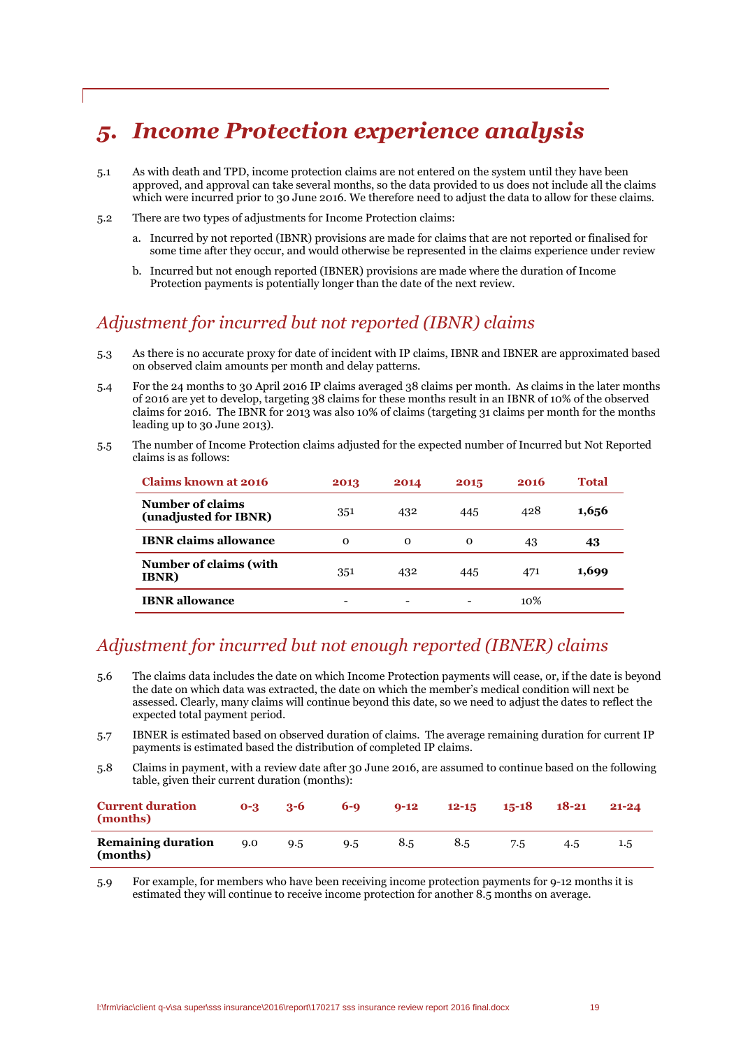# 5. *Income Protection experience analysis*

5.1 As with death and TPD, income protection claims are not entered on the system until they have been approved, and approval can take several months, so the data provided to us does not include all the claims which were incurred prior to 30 June 2016. We therefore need to adjust the data to allow for these claims.

5.2 There are two types of adjustments for Income Protection claims:

a. Incurred by not reported (IBNR) provisions are made for claims that are not reported or finalised for some time after they occur, and would otherwise be represented in the claims experience under review

b. Incurred but not enough reported (IBNER) provisions are made where the duration of Income Protection payments is potentially longer than the date of the next review.

## *Adjustment for incurred but not reported (IBNR) claims*

5.3 As there is no accurate proxy for date of incident with IP claims, IBNR and IBNER are approximated based on observed claim amounts per month and delay patterns.

5.4 For the 24 months to 30 April 2016 IP claims averaged 38 claims per month. As claims in the later months of 2016 are yet to develop, targeting 38 claims for these months result in an IBNR of 10% of the observed claims for 2016. The IBNR for 2013 was also 10% of claims (targeting 31 claims per month for the months leading up to 30 June 2013).

5.5 The number of Income Protection claims adjusted for the expected number of Incurred but Not Reported claims is as follows:

| Claims known at 2016 | 2013 | 2014 | 2015 | 2016 | Total |
|---|---|---|---|---|---|
| **Number of claims (unadjusted for IBNR)** | 351 | 432 | 445 | 428 | **1,656** |
| **IBNR claims allowance** | 0 | 0 | 0 | 43 | **43** |
| **Number of claims (with IBNR)** | 351 | 432 | 445 | 471 | **1,699** |
| **IBNR allowance** | - | - | - | 10% | |

## *Adjustment for incurred but not enough reported (IBNER) claims*

5.6 The claims data includes the date on which Income Protection payments will cease, or, if the date is beyond the date on which data was extracted, the date on which the member's medical condition will next be assessed. Clearly, many claims will continue beyond this date, so we need to adjust the dates to reflect the expected total payment period.

5.7 IBNER is estimated based on observed duration of claims. The average remaining duration for current IP payments is estimated based the distribution of completed IP claims.

5.8 Claims in payment, with a review date after 30 June 2016, are assumed to continue based on the following table, given their current duration (months):

| Current duration (months) | 0-3 | 3-6 | 6-9 | 9-12 | 12-15 | 15-18 | 18-21 | 21-24 |
|---|---|---|---|---|---|---|---|---|
| **Remaining duration (months)** | 9.0 | 9.5 | 9.5 | 8.5 | 8.5 | 7.5 | 4.5 | 1.5 |

5.9 For example, for members who have been receiving income protection payments for 9-12 months it is estimated they will continue to receive income protection for another 8.5 months on average.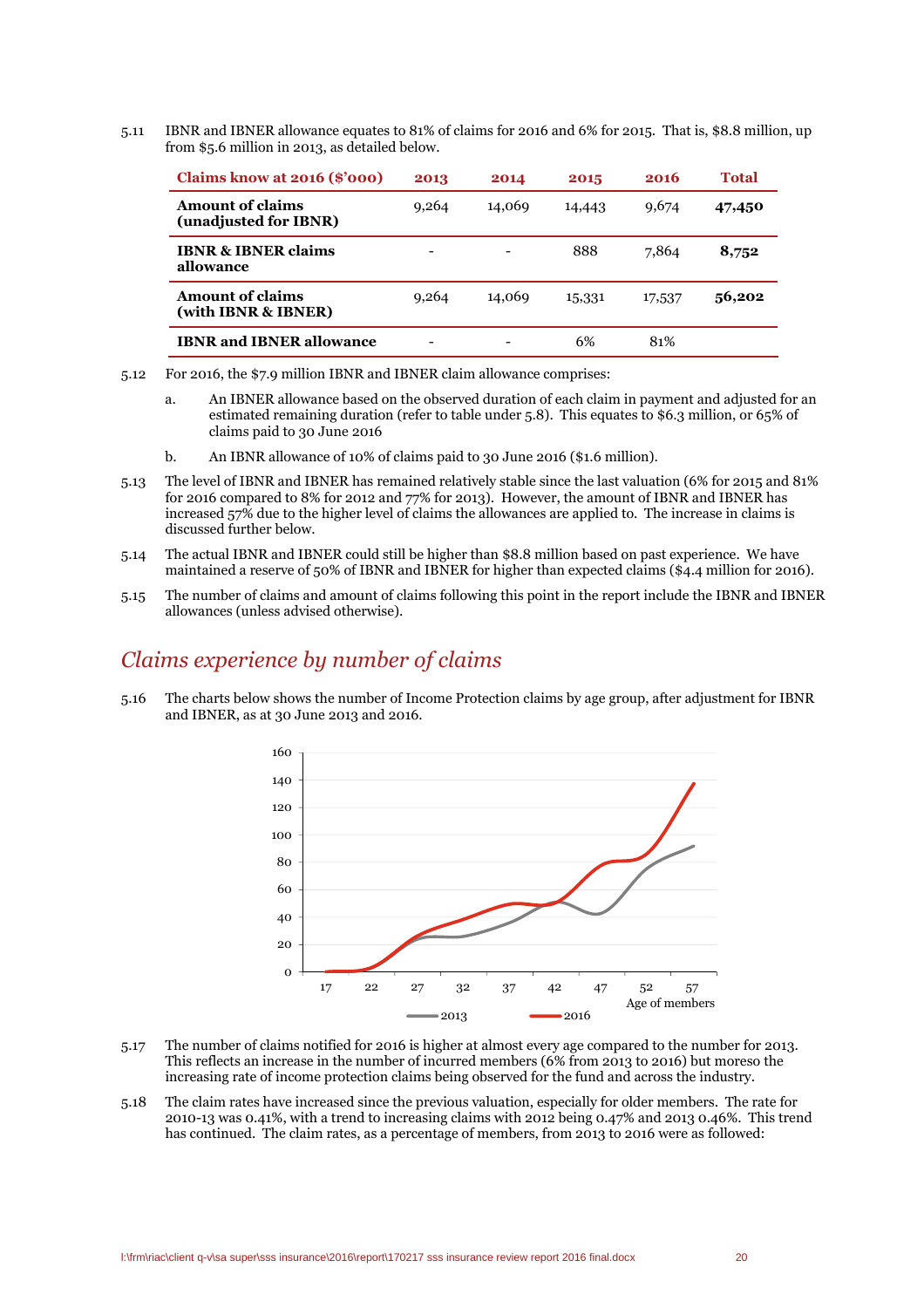5.11 IBNR and IBNER allowance equates to 81% of claims for 2016 and 6% for 2015. That is, $8.8 million, up from $5.6 million in 2013, as detailed below.

| Claims know at 2016 ($'000) | 2013 | 2014 | 2015 | 2016 | Total |
|---|---|---|---|---|---|
| **Amount of claims (unadjusted for IBNR)** | 9,264 | 14,069 | 14,443 | 9,674 | **47,450** |
| **IBNR & IBNER claims allowance** | - | - | 888 | 7,864 | **8,752** |
| **Amount of claims (with IBNR & IBNER)** | 9,264 | 14,069 | 15,331 | 17,537 | **56,202** |
| **IBNR and IBNER allowance** | - | - | 6% | 81% | |

5.12 For 2016, the $7.9 million IBNR and IBNER claim allowance comprises:

a. An IBNER allowance based on the observed duration of each claim in payment and adjusted for an estimated remaining duration (refer to table under 5.8). This equates to $6.3 million, or 65% of claims paid to 30 June 2016

b. An IBNR allowance of 10% of claims paid to 30 June 2016 ($1.6 million).

5.13 The level of IBNR and IBNER has remained relatively stable since the last valuation (6% for 2015 and 81% for 2016 compared to 8% for 2012 and 77% for 2013). However, the amount of IBNR and IBNER has increased 57% due to the higher level of claims the allowances are applied to. The increase in claims is discussed further below.

5.14 The actual IBNR and IBNER could still be higher than $8.8 million based on past experience. We have maintained a reserve of 50% of IBNR and IBNER for higher than expected claims ($4.4 million for 2016).

5.15 The number of claims and amount of claims following this point in the report include the IBNR and IBNER allowances (unless advised otherwise).

## *Claims experience by number of claims*

5.16 The charts below shows the number of Income Protection claims by age group, after adjustment for IBNR and IBNER, as at 30 June 2013 and 2016.

5.17 The number of claims notified for 2016 is higher at almost every age compared to the number for 2013. This reflects an increase in the number of incurred members (6% from 2013 to 2016) but moreso the increasing rate of income protection claims being observed for the fund and across the industry.

5.18 The claim rates have increased since the previous valuation, especially for older members. The rate for 2010-13 was 0.41%, with a trend to increasing claims with 2012 being 0.47% and 2013 0.46%. This trend has continued. The claim rates, as a percentage of members, from 2013 to 2016 were as followed: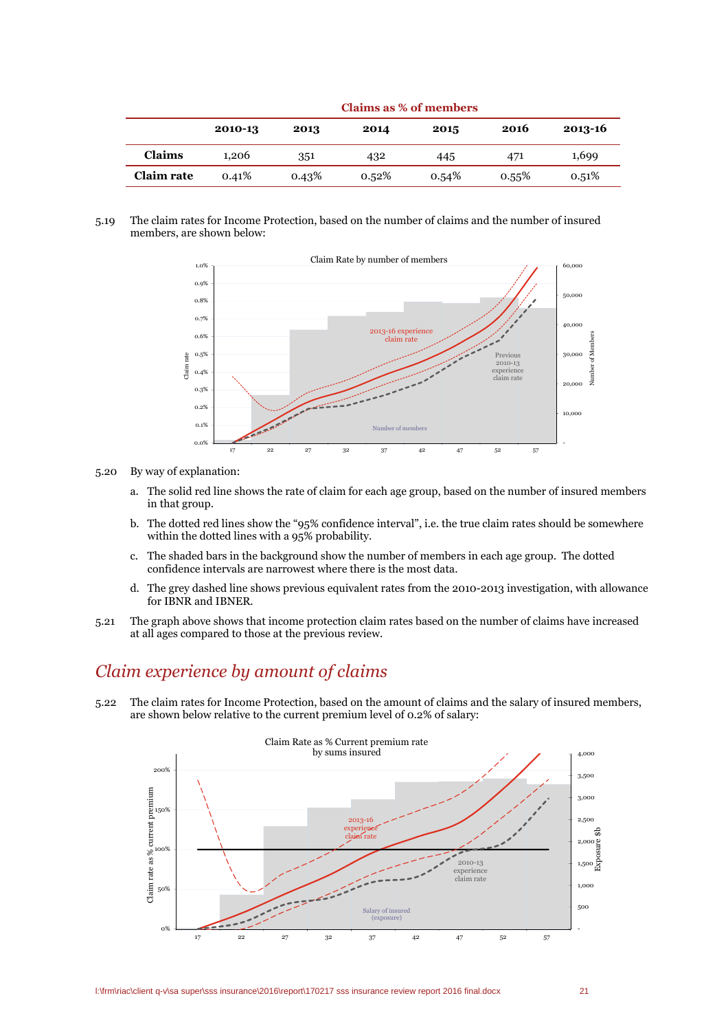| | Claims as % of members | | | | | |
|---|---|---|---|---|---|---|
| | 2010-13 | 2013 | 2014 | 2015 | 2016 | 2013-16 |
| Claims | 1,206 | 351 | 432 | 445 | 471 | 1,699 |
| Claim rate | 0.41% | 0.43% | 0.52% | 0.54% | 0.55% | 0.51% |

5.19 The claim rates for Income Protection, based on the number of claims and the number of insured members, are shown below:

5.20 By way of explanation:

a. The solid red line shows the rate of claim for each age group, based on the number of insured members in that group.

b. The dotted red lines show the "95% confidence interval", i.e. the true claim rates should be somewhere within the dotted lines with a 95% probability.

c. The shaded bars in the background show the number of members in each age group. The dotted confidence intervals are narrowest where there is the most data.

d. The grey dashed line shows previous equivalent rates from the 2010-2013 investigation, with allowance for IBNR and IBNER.

5.21 The graph above shows that income protection claim rates based on the number of claims have increased at all ages compared to those at the previous review.

## *Claim experience by amount of claims*

5.22 The claim rates for Income Protection, based on the amount of claims and the salary of insured members, are shown below relative to the current premium level of 0.2% of salary: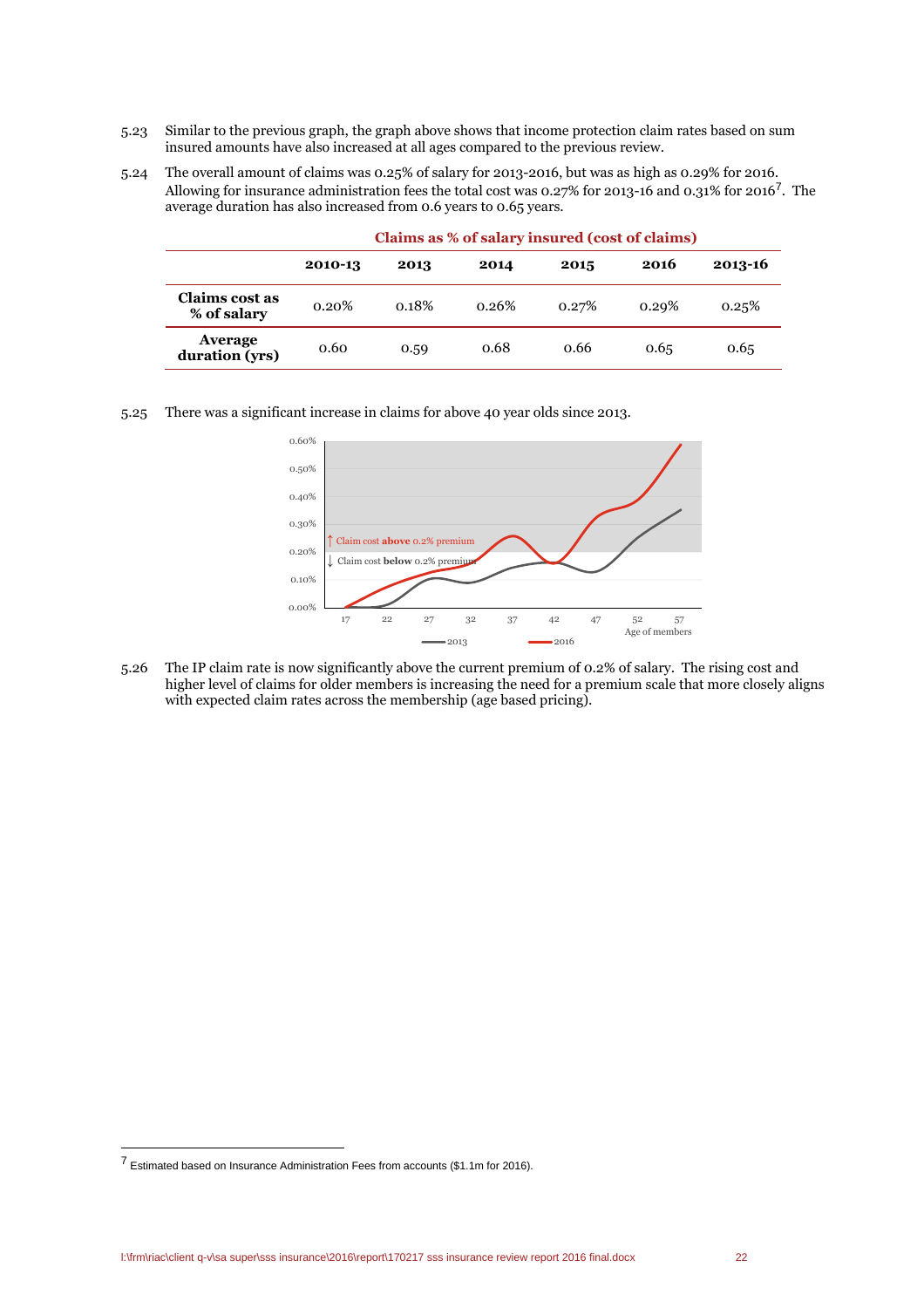5.23 Similar to the previous graph, the graph above shows that income protection claim rates based on sum insured amounts have also increased at all ages compared to the previous review.

5.24 The overall amount of claims was 0.25% of salary for 2013-2016, but was as high as 0.29% for 2016. Allowing for insurance administration fees the total cost was 0.27% for 2013-16 and 0.31% for 2016[7]. The average duration has also increased from 0.6 years to 0.65 years.

**Claims as % of salary insured (cost of claims)**

| | 2010-13 | 2013 | 2014 | 2015 | 2016 | 2013-16 |
|---|---|---|---|---|---|---|
| **Claims cost as % of salary** | 0.20% | 0.18% | 0.26% | 0.27% | 0.29% | 0.25% |
| **Average duration (yrs)** | 0.60 | 0.59 | 0.68 | 0.66 | 0.65 | 0.65 |

5.25 There was a significant increase in claims for above 40 year olds since 2013.

5.26 The IP claim rate is now significantly above the current premium of 0.2% of salary. The rising cost and higher level of claims for older members is increasing the need for a premium scale that more closely aligns with expected claim rates across the membership (age based pricing).

[7] Estimated based on Insurance Administration Fees from accounts ($1.1m for 2016).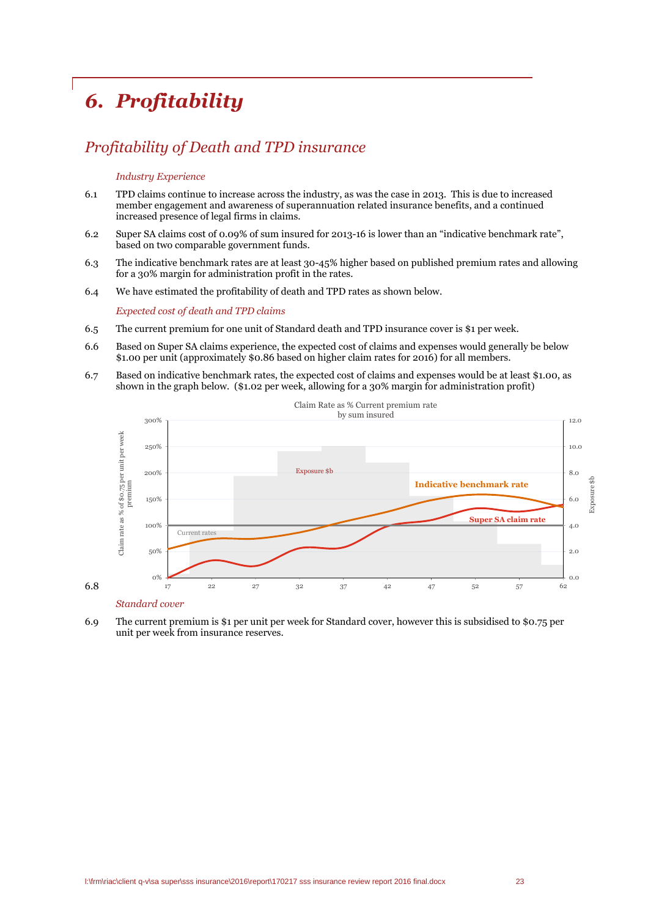# 6. Profitability

## Profitability of Death and TPD insurance

*Industry Experience*

6.1 TPD claims continue to increase across the industry, as was the case in 2013. This is due to increased member engagement and awareness of superannuation related insurance benefits, and a continued increased presence of legal firms in claims.

6.2 Super SA claims cost of 0.09% of sum insured for 2013-16 is lower than an "indicative benchmark rate", based on two comparable government funds.

6.3 The indicative benchmark rates are at least 30-45% higher based on published premium rates and allowing for a 30% margin for administration profit in the rates.

6.4 We have estimated the profitability of death and TPD rates as shown below.

*Expected cost of death and TPD claims*

6.5 The current premium for one unit of Standard death and TPD insurance cover is $1 per week.

6.6 Based on Super SA claims experience, the expected cost of claims and expenses would generally be below $1.00 per unit (approximately $0.86 based on higher claim rates for 2016) for all members.

6.7 Based on indicative benchmark rates, the expected cost of claims and expenses would be at least $1.00, as shown in the graph below. ($1.02 per week, allowing for a 30% margin for administration profit)

6.8

Claim Rate as % Current premium rate by sum insured

*Standard cover*

6.9 The current premium is $1 per unit per week for Standard cover, however this is subsidised to $0.75 per unit per week from insurance reserves.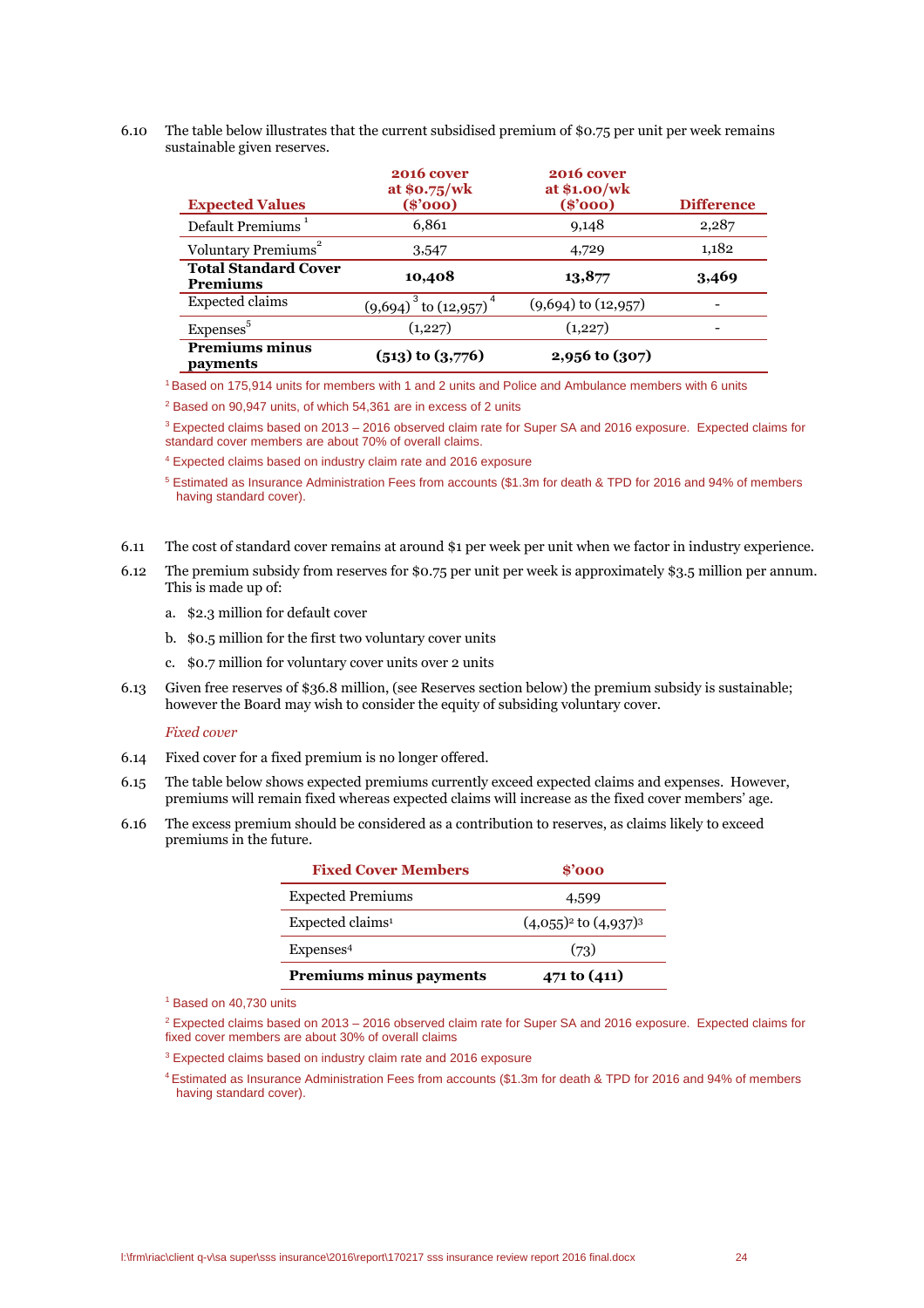6.10 The table below illustrates that the current subsidised premium of $0.75 per unit per week remains sustainable given reserves.

| Expected Values | 2016 cover at $0.75/wk ($'000) | 2016 cover at $1.00/wk ($'000) | Difference |
|---|---|---|---|
| Default Premiums [1] | 6,861 | 9,148 | 2,287 |
| Voluntary Premiums [2] | 3,547 | 4,729 | 1,182 |
| **Total Standard Cover Premiums** | **10,408** | **13,877** | **3,469** |
| Expected claims | (9,694) [3] to (12,957) [4] | (9,694) to (12,957) | - |
| Expenses [5] | (1,227) | (1,227) | - |
| **Premiums minus payments** | **(513) to (3,776)** | **2,956 to (307)** | |

[1] Based on 175,914 units for members with 1 and 2 units and Police and Ambulance members with 6 units

[2] Based on 90,947 units, of which 54,361 are in excess of 2 units

[3] Expected claims based on 2013 – 2016 observed claim rate for Super SA and 2016 exposure. Expected claims for standard cover members are about 70% of overall claims.

[4] Expected claims based on industry claim rate and 2016 exposure

[5] Estimated as Insurance Administration Fees from accounts ($1.3m for death & TPD for 2016 and 94% of members having standard cover).

6.11 The cost of standard cover remains at around $1 per week per unit when we factor in industry experience.

6.12 The premium subsidy from reserves for $0.75 per unit per week is approximately $3.5 million per annum. This is made up of:

a. $2.3 million for default cover

b. $0.5 million for the first two voluntary cover units

c. $0.7 million for voluntary cover units over 2 units

6.13 Given free reserves of $36.8 million, (see Reserves section below) the premium subsidy is sustainable; however the Board may wish to consider the equity of subsidising voluntary cover.

*Fixed cover*

6.14 Fixed cover for a fixed premium is no longer offered.

6.15 The table below shows expected premiums currently exceed expected claims and expenses. However, premiums will remain fixed whereas expected claims will increase as the fixed cover members' age.

6.16 The excess premium should be considered as a contribution to reserves, as claims likely to exceed premiums in the future.

| Fixed Cover Members | $'000 |
|---|---|
| Expected Premiums | 4,599 |
| Expected claims[1] | (4,055)[2] to (4,937)[3] |
| Expenses[4] | (73) |
| **Premiums minus payments** | **471 to (411)** |

[1] Based on 40,730 units

[2] Expected claims based on 2013 – 2016 observed claim rate for Super SA and 2016 exposure. Expected claims for fixed cover members are about 30% of overall claims

[3] Expected claims based on industry claim rate and 2016 exposure

[4] Estimated as Insurance Administration Fees from accounts ($1.3m for death & TPD for 2016 and 94% of members having standard cover).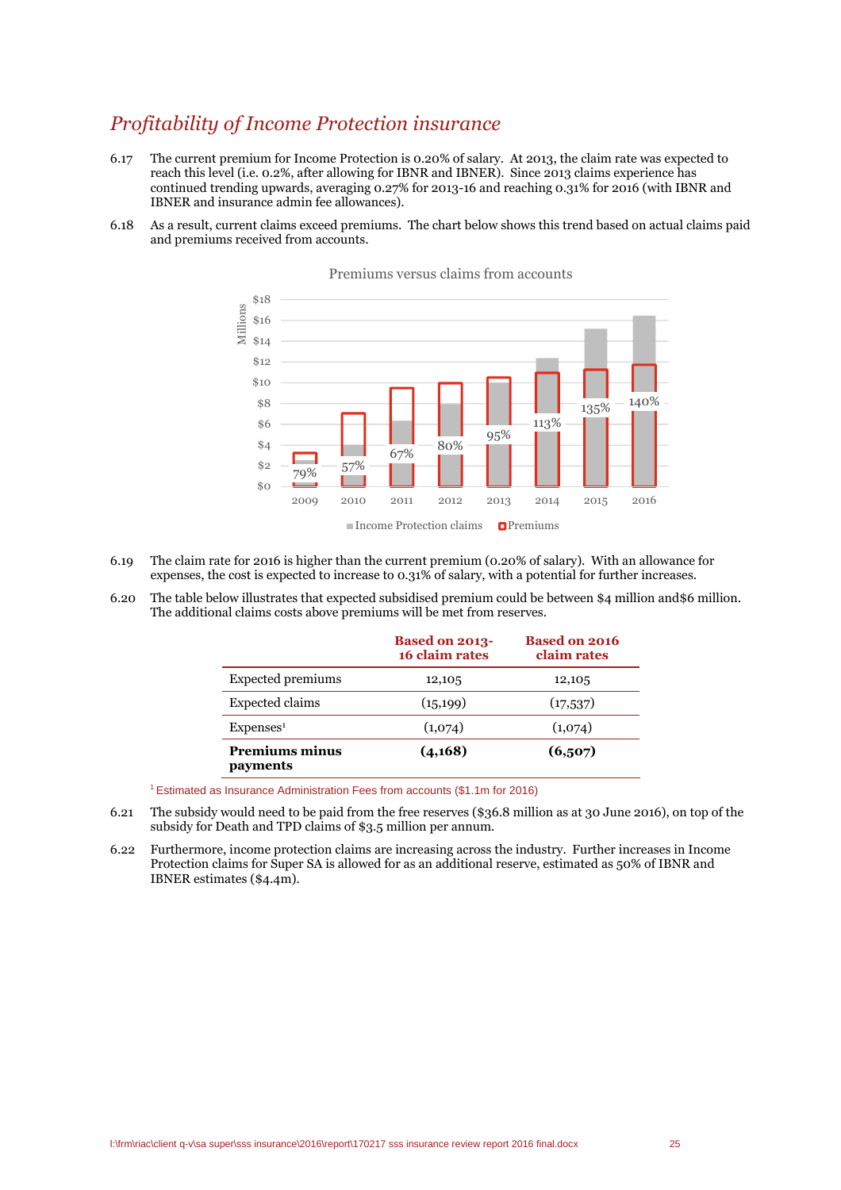## *Profitability of Income Protection insurance*

6.17 The current premium for Income Protection is 0.20% of salary. At 2013, the claim rate was expected to reach this level (i.e. 0.2%, after allowing for IBNR and IBNER). Since 2013 claims experience has continued trending upwards, averaging 0.27% for 2013-16 and reaching 0.31% for 2016 (with IBNR and IBNER and insurance admin fee allowances).

6.18 As a result, current claims exceed premiums. The chart below shows this trend based on actual claims paid and premiums received from accounts.

Premiums versus claims from accounts

| Year | Claims as % of premiums |
|---|---|
| 2009 | 79% |
| 2010 | 57% |
| 2011 | 67% |
| 2012 | 80% |
| 2013 | 95% |
| 2014 | 113% |
| 2015 | 135% |
| 2016 | 140% |

■ Income Protection claims ■ Premiums

6.19 The claim rate for 2016 is higher than the current premium (0.20% of salary). With an allowance for expenses, the cost is expected to increase to 0.31% of salary, with a potential for further increases.

6.20 The table below illustrates that expected subsidised premium could be between $4 million and$6 million. The additional claims costs above premiums will be met from reserves.

| | Based on 2013-16 claim rates | Based on 2016 claim rates |
|---|---|---|
| Expected premiums | 12,105 | 12,105 |
| Expected claims | (15,199) | (17,537) |
| Expenses[1] | (1,074) | (1,074) |
| **Premiums minus payments** | **(4,168)** | **(6,507)** |

[1] Estimated as Insurance Administration Fees from accounts ($1.1m for 2016)

6.21 The subsidy would need to be paid from the free reserves ($36.8 million as at 30 June 2016), on top of the subsidy for Death and TPD claims of $3.5 million per annum.

6.22 Furthermore, income protection claims are increasing across the industry. Further increases in Income Protection claims for Super SA is allowed for as an additional reserve, estimated as 50% of IBNR and IBNER estimates ($4.4m).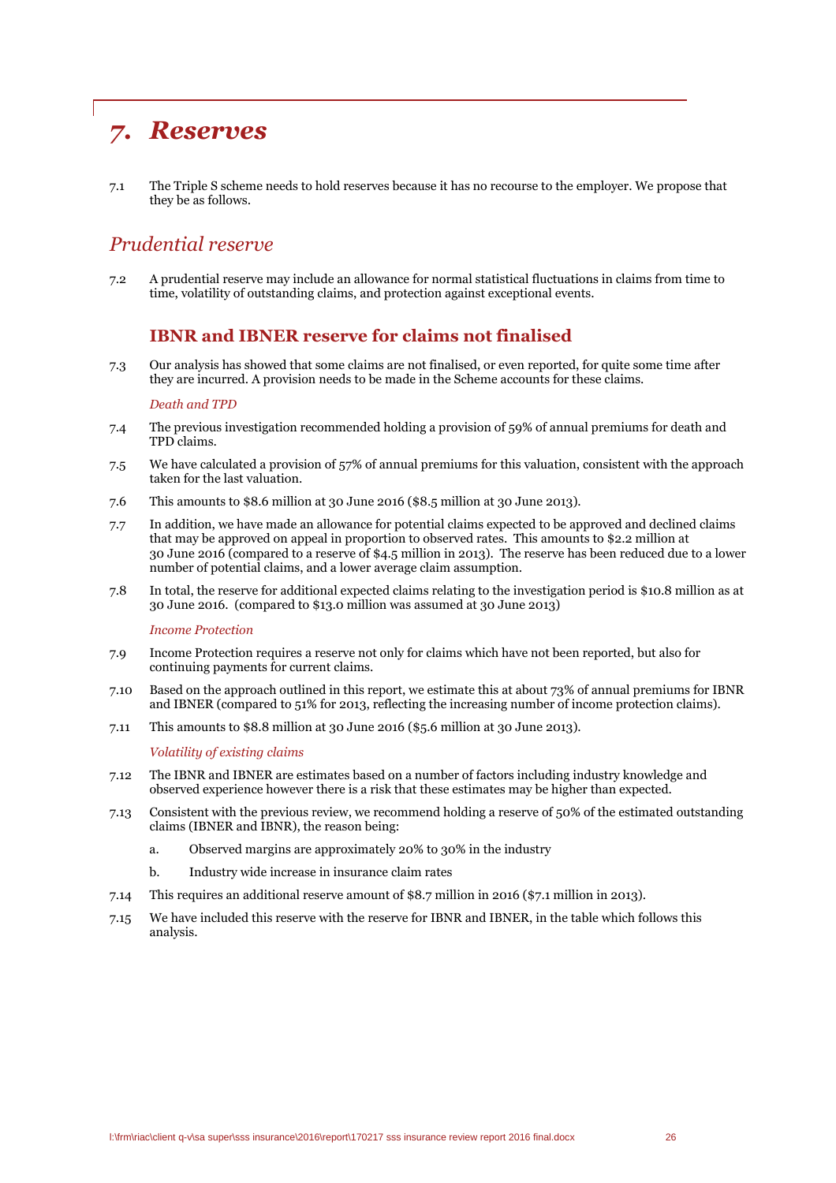# 7. *Reserves*

7.1 The Triple S scheme needs to hold reserves because it has no recourse to the employer. We propose that they be as follows.

## *Prudential reserve*

7.2 A prudential reserve may include an allowance for normal statistical fluctuations in claims from time to time, volatility of outstanding claims, and protection against exceptional events.

### IBNR and IBNER reserve for claims not finalised

7.3 Our analysis has showed that some claims are not finalised, or even reported, for quite some time after they are incurred. A provision needs to be made in the Scheme accounts for these claims.

*Death and TPD*

7.4 The previous investigation recommended holding a provision of 59% of annual premiums for death and TPD claims.

7.5 We have calculated a provision of 57% of annual premiums for this valuation, consistent with the approach taken for the last valuation.

7.6 This amounts to $8.6 million at 30 June 2016 ($8.5 million at 30 June 2013).

7.7 In addition, we have made an allowance for potential claims expected to be approved and declined claims that may be approved on appeal in proportion to observed rates. This amounts to $2.2 million at 30 June 2016 (compared to a reserve of $4.5 million in 2013). The reserve has been reduced due to a lower number of potential claims, and a lower average claim assumption.

7.8 In total, the reserve for additional expected claims relating to the investigation period is $10.8 million as at 30 June 2016. (compared to $13.0 million was assumed at 30 June 2013)

*Income Protection*

7.9 Income Protection requires a reserve not only for claims which have not been reported, but also for continuing payments for current claims.

7.10 Based on the approach outlined in this report, we estimate this at about 73% of annual premiums for IBNR and IBNER (compared to 51% for 2013, reflecting the increasing number of income protection claims).

7.11 This amounts to $8.8 million at 30 June 2016 ($5.6 million at 30 June 2013).

*Volatility of existing claims*

7.12 The IBNR and IBNER are estimates based on a number of factors including industry knowledge and observed experience however there is a risk that these estimates may be higher than expected.

7.13 Consistent with the previous review, we recommend holding a reserve of 50% of the estimated outstanding claims (IBNER and IBNR), the reason being:

a. Observed margins are approximately 20% to 30% in the industry

b. Industry wide increase in insurance claim rates

7.14 This requires an additional reserve amount of $8.7 million in 2016 ($7.1 million in 2013).

7.15 We have included this reserve with the reserve for IBNR and IBNER, in the table which follows this analysis.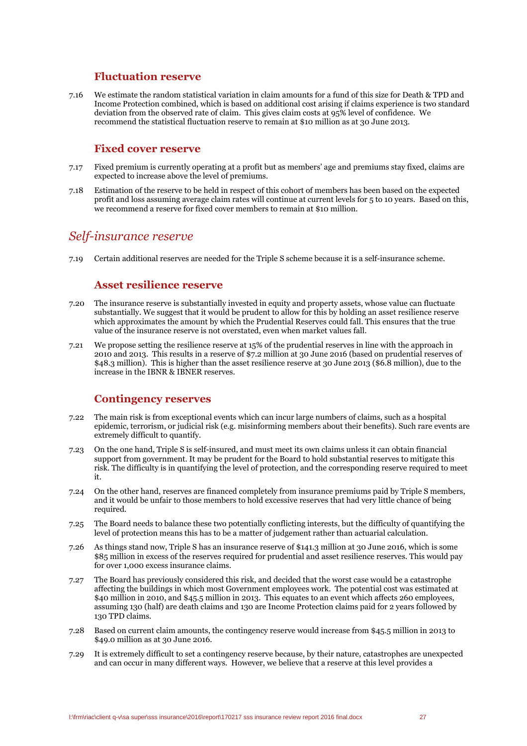### Fluctuation reserve

7.16 We estimate the random statistical variation in claim amounts for a fund of this size for Death & TPD and Income Protection combined, which is based on additional cost arising if claims experience is two standard deviation from the observed rate of claim. This gives claim costs at 95% level of confidence. We recommend the statistical fluctuation reserve to remain at $10 million as at 30 June 2013.

### Fixed cover reserve

7.17 Fixed premium is currently operating at a profit but as members' age and premiums stay fixed, claims are expected to increase above the level of premiums.

7.18 Estimation of the reserve to be held in respect of this cohort of members has been based on the expected profit and loss assuming average claim rates will continue at current levels for 5 to 10 years. Based on this, we recommend a reserve for fixed cover members to remain at $10 million.

## *Self-insurance reserve*

7.19 Certain additional reserves are needed for the Triple S scheme because it is a self-insurance scheme.

### Asset resilience reserve

7.20 The insurance reserve is substantially invested in equity and property assets, whose value can fluctuate substantially. We suggest that it would be prudent to allow for this by holding an asset resilience reserve which approximates the amount by which the Prudential Reserves could fall. This ensures that the true value of the insurance reserve is not overstated, even when market values fall.

7.21 We propose setting the resilience reserve at 15% of the prudential reserves in line with the approach in 2010 and 2013. This results in a reserve of $7.2 million at 30 June 2016 (based on prudential reserves of $48.3 million). This is higher than the asset resilience reserve at 30 June 2013 ($6.8 million), due to the increase in the IBNR & IBNER reserves.

### Contingency reserves

7.22 The main risk is from exceptional events which can incur large numbers of claims, such as a hospital epidemic, terrorism, or judicial risk (e.g. misinforming members about their benefits). Such rare events are extremely difficult to quantify.

7.23 On the one hand, Triple S is self-insured, and must meet its own claims unless it can obtain financial support from government. It may be prudent for the Board to hold substantial reserves to mitigate this risk. The difficulty is in quantifying the level of protection, and the corresponding reserve required to meet it.

7.24 On the other hand, reserves are financed completely from insurance premiums paid by Triple S members, and it would be unfair to those members to hold excessive reserves that had very little chance of being required.

7.25 The Board needs to balance these two potentially conflicting interests, but the difficulty of quantifying the level of protection means this has to be a matter of judgement rather than actuarial calculation.

7.26 As things stand now, Triple S has an insurance reserve of $141.3 million at 30 June 2016, which is some $85 million in excess of the reserves required for prudential and asset resilience reserves. This would pay for over 1,000 excess insurance claims.

7.27 The Board has previously considered this risk, and decided that the worst case would be a catastrophe affecting the buildings in which most Government employees work. The potential cost was estimated at $40 million in 2010, and $45.5 million in 2013. This equates to an event which affects 260 employees, assuming 130 (half) are death claims and 130 are Income Protection claims paid for 2 years followed by 130 TPD claims.

7.28 Based on current claim amounts, the contingency reserve would increase from $45.5 million in 2013 to $49.0 million as at 30 June 2016.

7.29 It is extremely difficult to set a contingency reserve because, by their nature, catastrophes are unexpected and can occur in many different ways. However, we believe that a reserve at this level provides a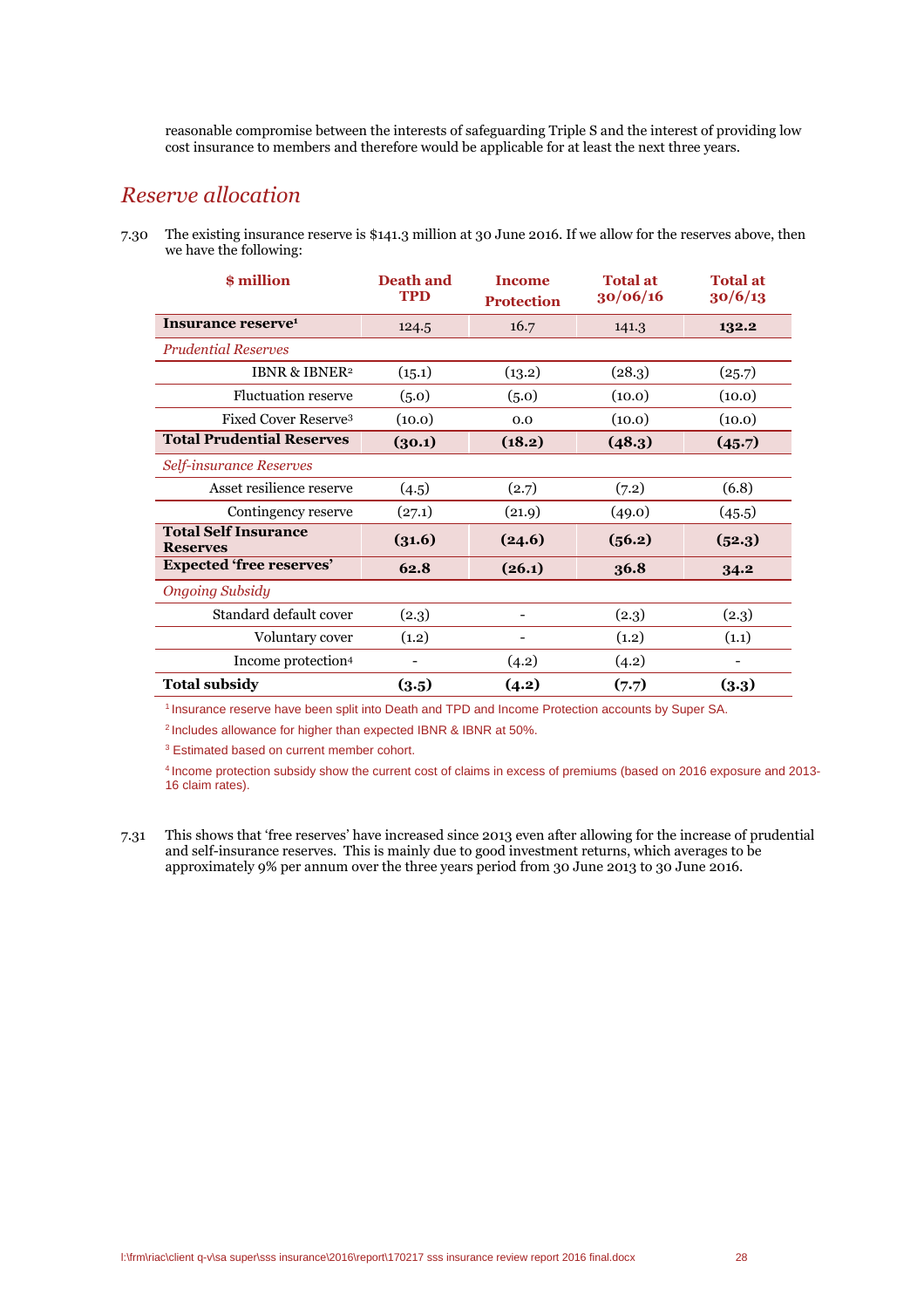reasonable compromise between the interests of safeguarding Triple S and the interest of providing low cost insurance to members and therefore would be applicable for at least the next three years.

## *Reserve allocation*

7.30 The existing insurance reserve is $141.3 million at 30 June 2016. If we allow for the reserves above, then we have the following:

| $ million | Death and TPD | Income Protection | Total at 30/06/16 | Total at 30/6/13 |
|---|---|---|---|---|
| **Insurance reserve**[1] | 124.5 | 16.7 | 141.3 | **132.2** |
| *Prudential Reserves* | | | | |
| IBNR & IBNER[2] | (15.1) | (13.2) | (28.3) | (25.7) |
| Fluctuation reserve | (5.0) | (5.0) | (10.0) | (10.0) |
| Fixed Cover Reserve[3] | (10.0) | 0.0 | (10.0) | (10.0) |
| **Total Prudential Reserves** | **(30.1)** | **(18.2)** | **(48.3)** | **(45.7)** |
| *Self-insurance Reserves* | | | | |
| Asset resilience reserve | (4.5) | (2.7) | (7.2) | (6.8) |
| Contingency reserve | (27.1) | (21.9) | (49.0) | (45.5) |
| **Total Self Insurance Reserves** | **(31.6)** | **(24.6)** | **(56.2)** | **(52.3)** |
| **Expected 'free reserves'** | **62.8** | **(26.1)** | **36.8** | **34.2** |
| *Ongoing Subsidy* | | | | |
| Standard default cover | (2.3) | - | (2.3) | (2.3) |
| Voluntary cover | (1.2) | - | (1.2) | (1.1) |
| Income protection[4] | - | (4.2) | (4.2) | - |
| **Total subsidy** | **(3.5)** | **(4.2)** | **(7.7)** | **(3.3)** |

[1] Insurance reserve have been split into Death and TPD and Income Protection accounts by Super SA.

[2] Includes allowance for higher than expected IBNR & IBNR at 50%.

[3] Estimated based on current member cohort.

[4] Income protection subsidy show the current cost of claims in excess of premiums (based on 2016 exposure and 2013-16 claim rates).

7.31 This shows that 'free reserves' have increased since 2013 even after allowing for the increase of prudential and self-insurance reserves. This is mainly due to good investment returns, which averages to be approximately 9% per annum over the three years period from 30 June 2013 to 30 June 2016.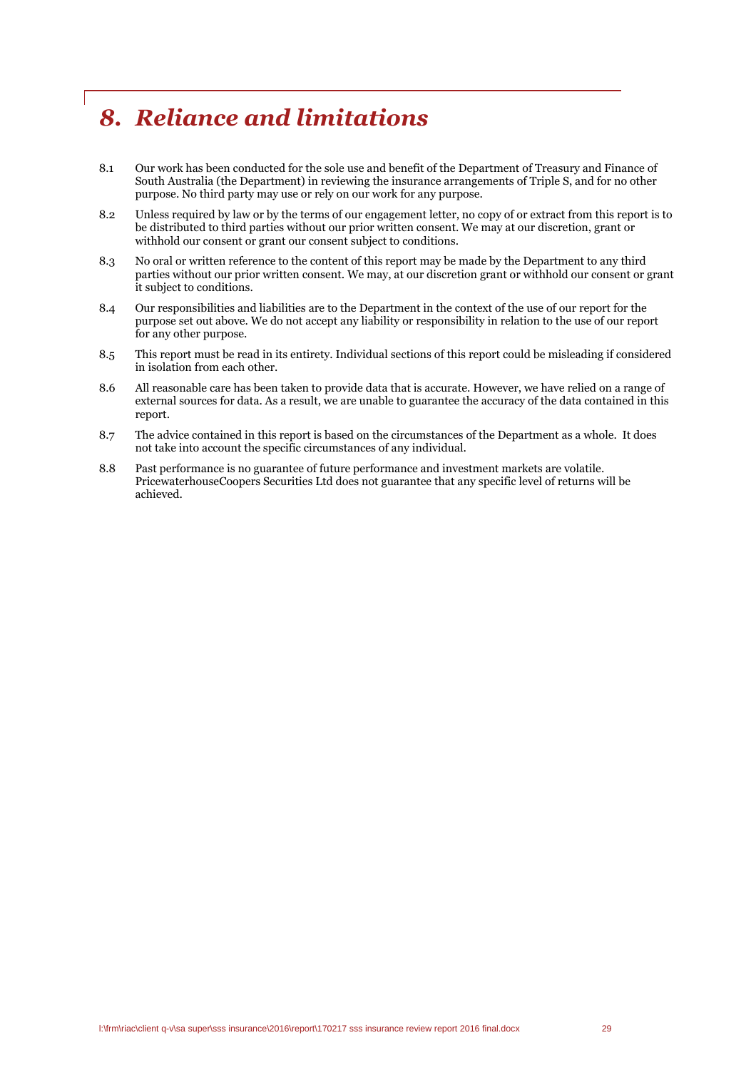# *8. Reliance and limitations*

8.1 Our work has been conducted for the sole use and benefit of the Department of Treasury and Finance of South Australia (the Department) in reviewing the insurance arrangements of Triple S, and for no other purpose. No third party may use or rely on our work for any purpose.

8.2 Unless required by law or by the terms of our engagement letter, no copy of or extract from this report is to be distributed to third parties without our prior written consent. We may at our discretion, grant or withhold our consent or grant our consent subject to conditions.

8.3 No oral or written reference to the content of this report may be made by the Department to any third parties without our prior written consent. We may, at our discretion grant or withhold our consent or grant it subject to conditions.

8.4 Our responsibilities and liabilities are to the Department in the context of the use of our report for the purpose set out above. We do not accept any liability or responsibility in relation to the use of our report for any other purpose.

8.5 This report must be read in its entirety. Individual sections of this report could be misleading if considered in isolation from each other.

8.6 All reasonable care has been taken to provide data that is accurate. However, we have relied on a range of external sources for data. As a result, we are unable to guarantee the accuracy of the data contained in this report.

8.7 The advice contained in this report is based on the circumstances of the Department as a whole. It does not take into account the specific circumstances of any individual.

8.8 Past performance is no guarantee of future performance and investment markets are volatile. PricewaterhouseCoopers Securities Ltd does not guarantee that any specific level of returns will be achieved.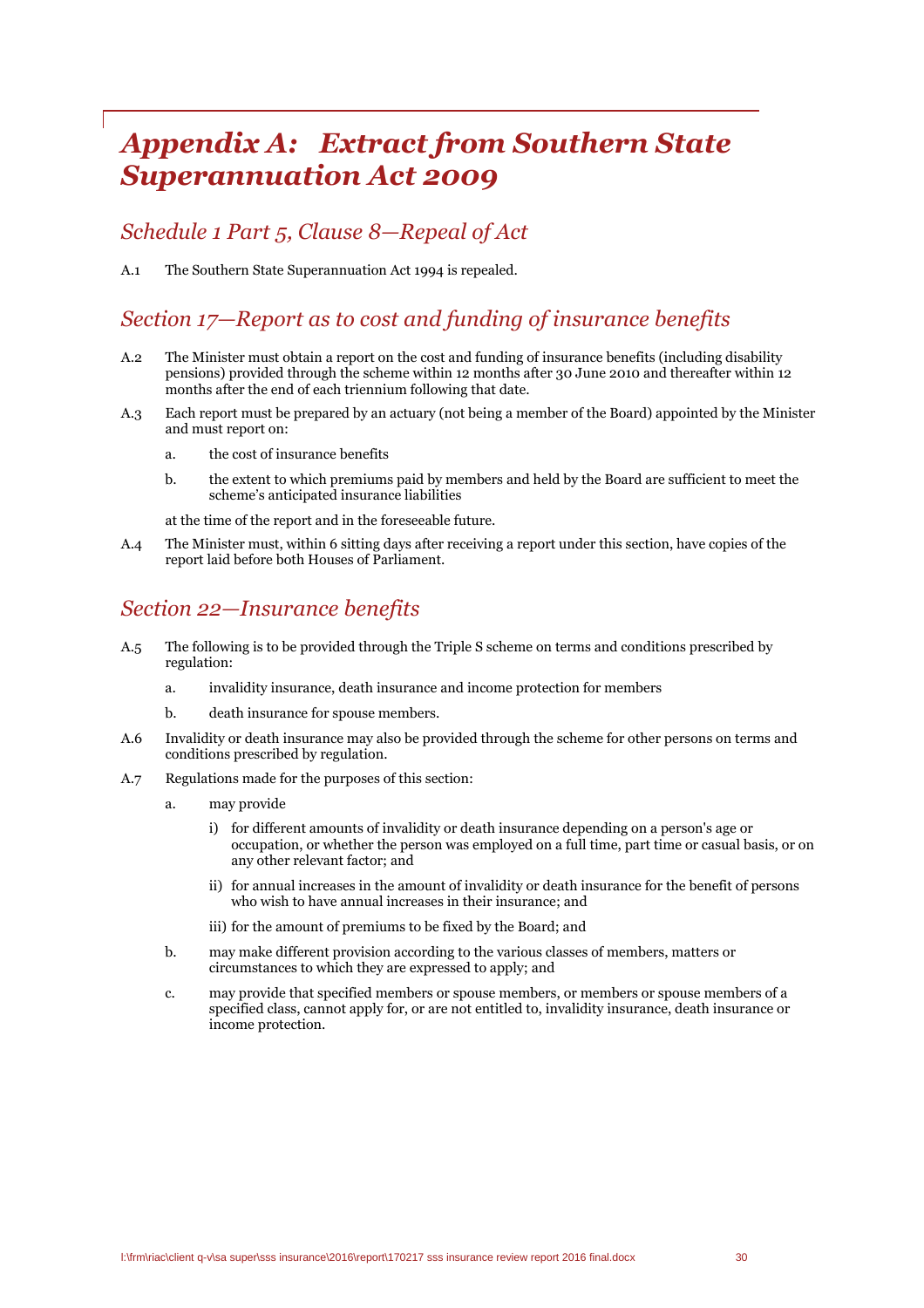# *Appendix A: Extract from Southern State Superannuation Act 2009*

## *Schedule 1 Part 5, Clause 8—Repeal of Act*

A.1 The Southern State Superannuation Act 1994 is repealed.

## *Section 17—Report as to cost and funding of insurance benefits*

A.2 The Minister must obtain a report on the cost and funding of insurance benefits (including disability pensions) provided through the scheme within 12 months after 30 June 2010 and thereafter within 12 months after the end of each triennium following that date.

A.3 Each report must be prepared by an actuary (not being a member of the Board) appointed by the Minister and must report on:

a. the cost of insurance benefits

b. the extent to which premiums paid by members and held by the Board are sufficient to meet the scheme's anticipated insurance liabilities

at the time of the report and in the foreseeable future.

A.4 The Minister must, within 6 sitting days after receiving a report under this section, have copies of the report laid before both Houses of Parliament.

## *Section 22—Insurance benefits*

A.5 The following is to be provided through the Triple S scheme on terms and conditions prescribed by regulation:

a. invalidity insurance, death insurance and income protection for members

b. death insurance for spouse members.

A.6 Invalidity or death insurance may also be provided through the scheme for other persons on terms and conditions prescribed by regulation.

A.7 Regulations made for the purposes of this section:

a. may provide

i) for different amounts of invalidity or death insurance depending on a person's age or occupation, or whether the person was employed on a full time, part time or casual basis, or on any other relevant factor; and

ii) for annual increases in the amount of invalidity or death insurance for the benefit of persons who wish to have annual increases in their insurance; and

iii) for the amount of premiums to be fixed by the Board; and

b. may make different provision according to the various classes of members, matters or circumstances to which they are expressed to apply; and

c. may provide that specified members or spouse members, or members or spouse members of a specified class, cannot apply for, or are not entitled to, invalidity insurance, death insurance or income protection.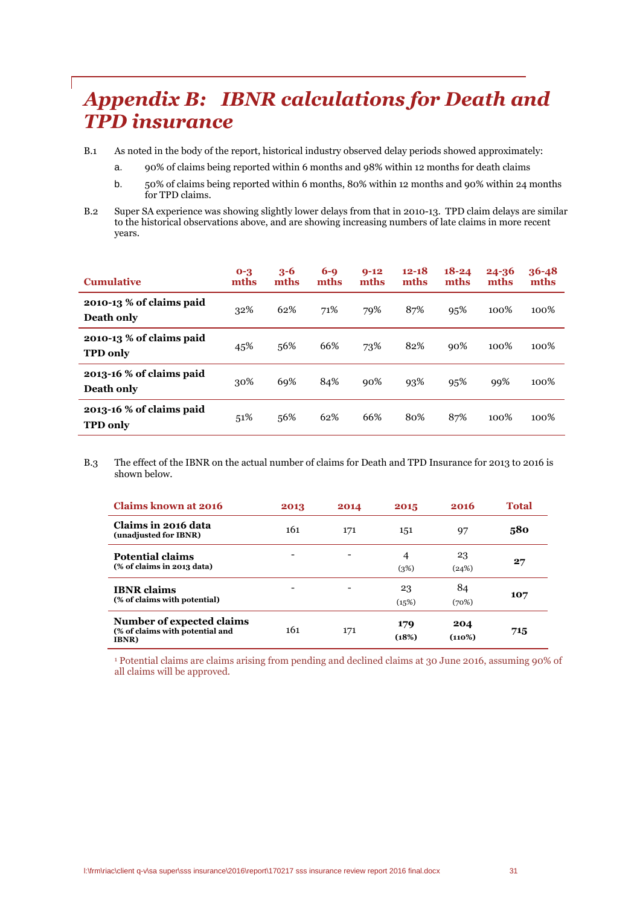# *Appendix B: IBNR calculations for Death and TPD insurance*

B.1 As noted in the body of the report, historical industry observed delay periods showed approximately:

a. 90% of claims being reported within 6 months and 98% within 12 months for death claims

b. 50% of claims being reported within 6 months, 80% within 12 months and 90% within 24 months for TPD claims.

B.2 Super SA experience was showing slightly lower delays from that in 2010-13. TPD claim delays are similar to the historical observations above, and are showing increasing numbers of late claims in more recent years.

| Cumulative | 0-3 mths | 3-6 mths | 6-9 mths | 9-12 mths | 12-18 mths | 18-24 mths | 24-36 mths | 36-48 mths |
|---|---|---|---|---|---|---|---|---|
| **2010-13 % of claims paid Death only** | 32% | 62% | 71% | 79% | 87% | 95% | 100% | 100% |
| **2010-13 % of claims paid TPD only** | 45% | 56% | 66% | 73% | 82% | 90% | 100% | 100% |
| **2013-16 % of claims paid Death only** | 30% | 69% | 84% | 90% | 93% | 95% | 99% | 100% |
| **2013-16 % of claims paid TPD only** | 51% | 56% | 62% | 66% | 80% | 87% | 100% | 100% |

B.3 The effect of the IBNR on the actual number of claims for Death and TPD Insurance for 2013 to 2016 is shown below.

| Claims known at 2016 | 2013 | 2014 | 2015 | 2016 | Total |
|---|---|---|---|---|---|
| **Claims in 2016 data** (unadjusted for IBNR) | 161 | 171 | 151 | 97 | **580** |
| **Potential claims** (% of claims in 2013 data) | - | - | 4 (3%) | 23 (24%) | **27** |
| **IBNR claims** (% of claims with potential) | - | - | 23 (15%) | 84 (70%) | **107** |
| **Number of expected claims** (% of claims with potential and IBNR) | 161 | 171 | **179 (18%)** | **204 (110%)** | **715** |

[1] Potential claims are claims arising from pending and declined claims at 30 June 2016, assuming 90% of all claims will be approved.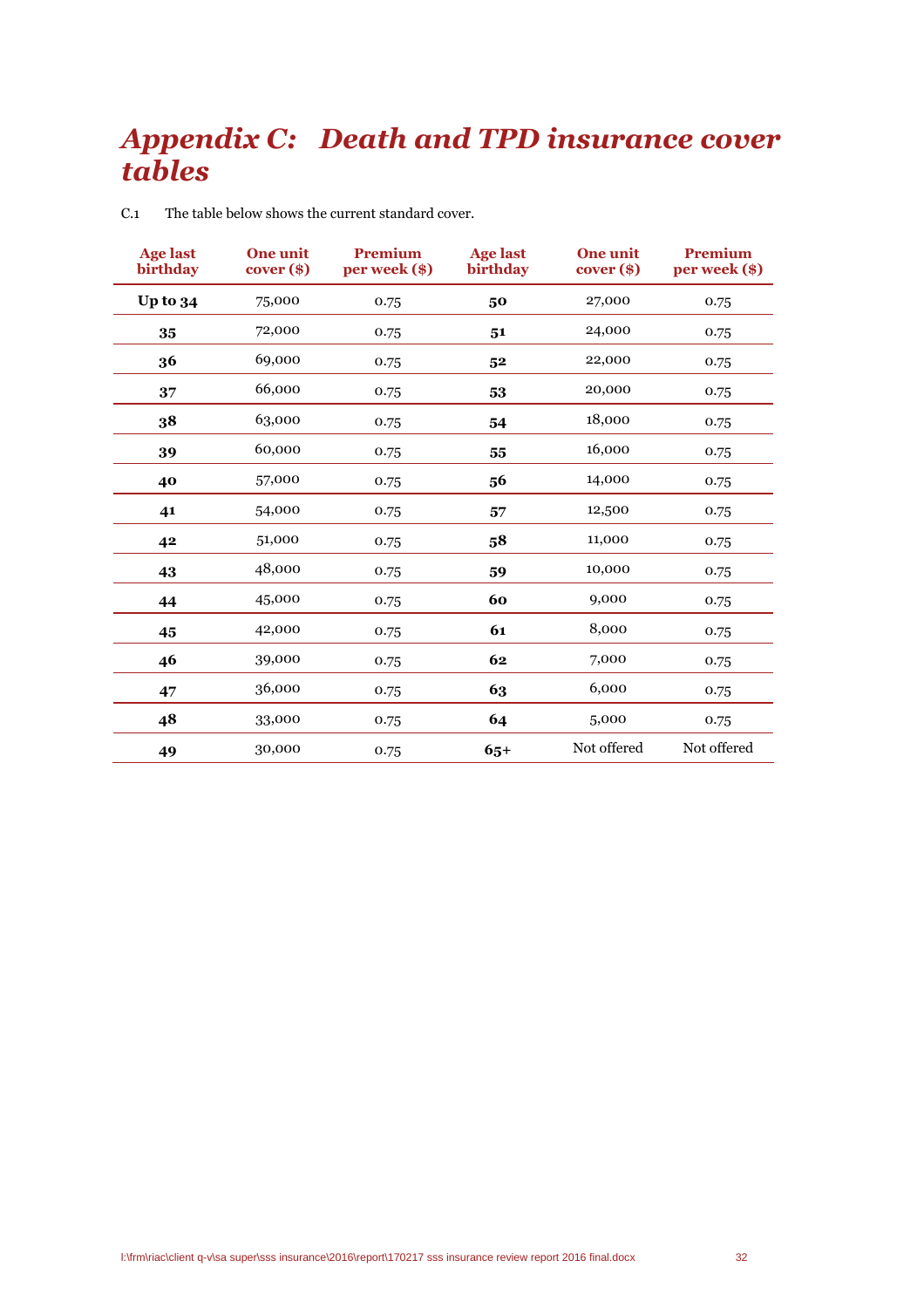# *Appendix C: Death and TPD insurance cover tables*

C.1 The table below shows the current standard cover.

| Age last birthday | One unit cover ($) | Premium per week ($) | Age last birthday | One unit cover ($) | Premium per week ($) |
|---|---|---|---|---|---|
| **Up to 34** | 75,000 | 0.75 | **50** | 27,000 | 0.75 |
| **35** | 72,000 | 0.75 | **51** | 24,000 | 0.75 |
| **36** | 69,000 | 0.75 | **52** | 22,000 | 0.75 |
| **37** | 66,000 | 0.75 | **53** | 20,000 | 0.75 |
| **38** | 63,000 | 0.75 | **54** | 18,000 | 0.75 |
| **39** | 60,000 | 0.75 | **55** | 16,000 | 0.75 |
| **40** | 57,000 | 0.75 | **56** | 14,000 | 0.75 |
| **41** | 54,000 | 0.75 | **57** | 12,500 | 0.75 |
| **42** | 51,000 | 0.75 | **58** | 11,000 | 0.75 |
| **43** | 48,000 | 0.75 | **59** | 10,000 | 0.75 |
| **44** | 45,000 | 0.75 | **60** | 9,000 | 0.75 |
| **45** | 42,000 | 0.75 | **61** | 8,000 | 0.75 |
| **46** | 39,000 | 0.75 | **62** | 7,000 | 0.75 |
| **47** | 36,000 | 0.75 | **63** | 6,000 | 0.75 |
| **48** | 33,000 | 0.75 | **64** | 5,000 | 0.75 |
| **49** | 30,000 | 0.75 | **65+** | Not offered | Not offered |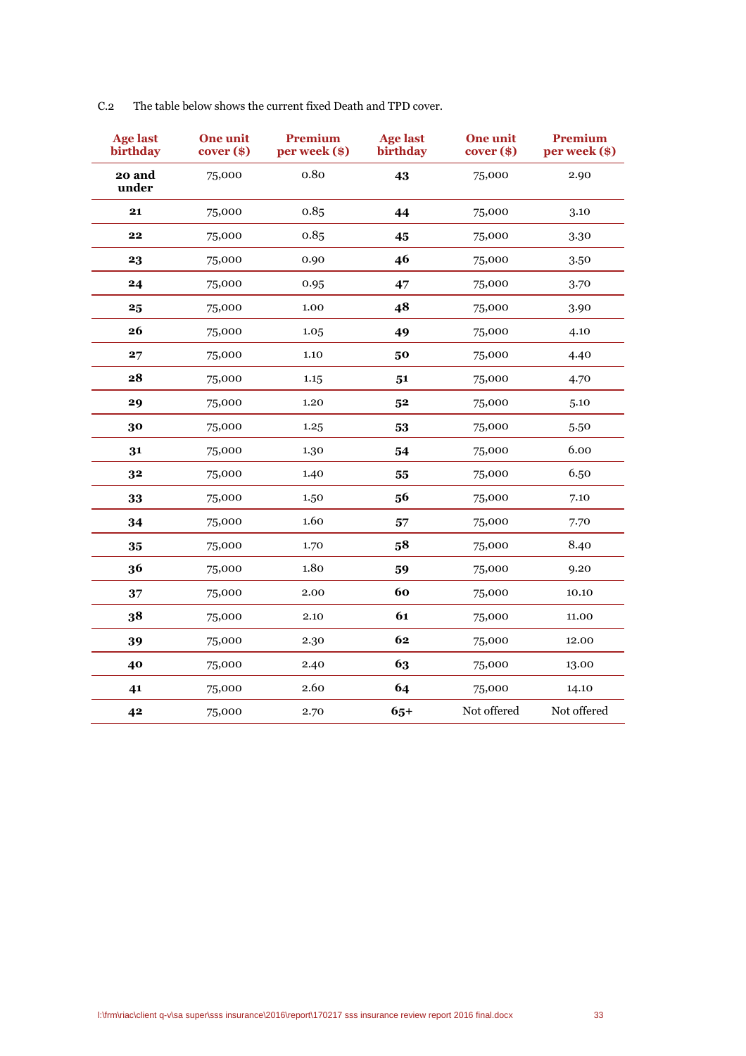C.2 The table below shows the current fixed Death and TPD cover.

| Age last birthday | One unit cover ($) | Premium per week ($) | Age last birthday | One unit cover ($) | Premium per week ($) |
|---|---|---|---|---|---|
| **20 and under** | 75,000 | 0.80 | **43** | 75,000 | 2.90 |
| **21** | 75,000 | 0.85 | **44** | 75,000 | 3.10 |
| **22** | 75,000 | 0.85 | **45** | 75,000 | 3.30 |
| **23** | 75,000 | 0.90 | **46** | 75,000 | 3.50 |
| **24** | 75,000 | 0.95 | **47** | 75,000 | 3.70 |
| **25** | 75,000 | 1.00 | **48** | 75,000 | 3.90 |
| **26** | 75,000 | 1.05 | **49** | 75,000 | 4.10 |
| **27** | 75,000 | 1.10 | **50** | 75,000 | 4.40 |
| **28** | 75,000 | 1.15 | **51** | 75,000 | 4.70 |
| **29** | 75,000 | 1.20 | **52** | 75,000 | 5.10 |
| **30** | 75,000 | 1.25 | **53** | 75,000 | 5.50 |
| **31** | 75,000 | 1.30 | **54** | 75,000 | 6.00 |
| **32** | 75,000 | 1.40 | **55** | 75,000 | 6.50 |
| **33** | 75,000 | 1.50 | **56** | 75,000 | 7.10 |
| **34** | 75,000 | 1.60 | **57** | 75,000 | 7.70 |
| **35** | 75,000 | 1.70 | **58** | 75,000 | 8.40 |
| **36** | 75,000 | 1.80 | **59** | 75,000 | 9.20 |
| **37** | 75,000 | 2.00 | **60** | 75,000 | 10.10 |
| **38** | 75,000 | 2.10 | **61** | 75,000 | 11.00 |
| **39** | 75,000 | 2.30 | **62** | 75,000 | 12.00 |
| **40** | 75,000 | 2.40 | **63** | 75,000 | 13.00 |
| **41** | 75,000 | 2.60 | **64** | 75,000 | 14.10 |
| **42** | 75,000 | 2.70 | **65+** | Not offered | Not offered |